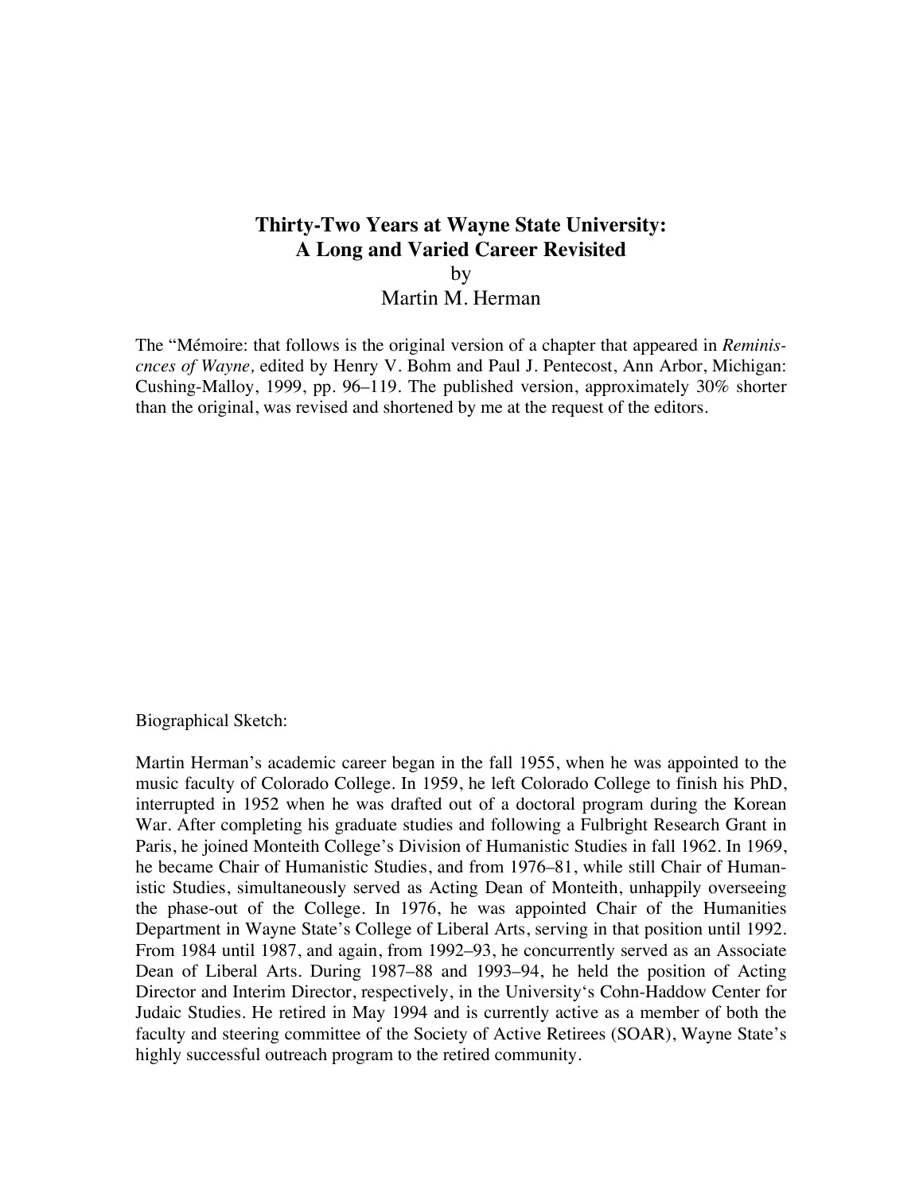# Thirty-Two Years at Wayne State University: A Long and Varied Career Revisited

by

Martin M. Herman

The "Mémoire: that follows is the original version of a chapter that appeared in *Reminiscnces of Wayne,* edited by Henry V. Bohm and Paul J. Pentecost, Ann Arbor, Michigan: Cushing-Malloy, 1999, pp. 96–119. The published version, approximately 30% shorter than the original, was revised and shortened by me at the request of the editors.

Biographical Sketch:

Martin Herman's academic career began in the fall 1955, when he was appointed to the music faculty of Colorado College. In 1959, he left Colorado College to finish his PhD, interrupted in 1952 when he was drafted out of a doctoral program during the Korean War. After completing his graduate studies and following a Fulbright Research Grant in Paris, he joined Monteith College's Division of Humanistic Studies in fall 1962. In 1969, he became Chair of Humanistic Studies, and from 1976–81, while still Chair of Humanistic Studies, simultaneously served as Acting Dean of Monteith, unhappily overseeing the phase-out of the College. In 1976, he was appointed Chair of the Humanities Department in Wayne State's College of Liberal Arts, serving in that position until 1992. From 1984 until 1987, and again, from 1992–93, he concurrently served as an Associate Dean of Liberal Arts. During 1987–88 and 1993–94, he held the position of Acting Director and Interim Director, respectively, in the University's Cohn-Haddow Center for Judaic Studies. He retired in May 1994 and is currently active as a member of both the faculty and steering committee of the Society of Active Retirees (SOAR), Wayne State's highly successful outreach program to the retired community.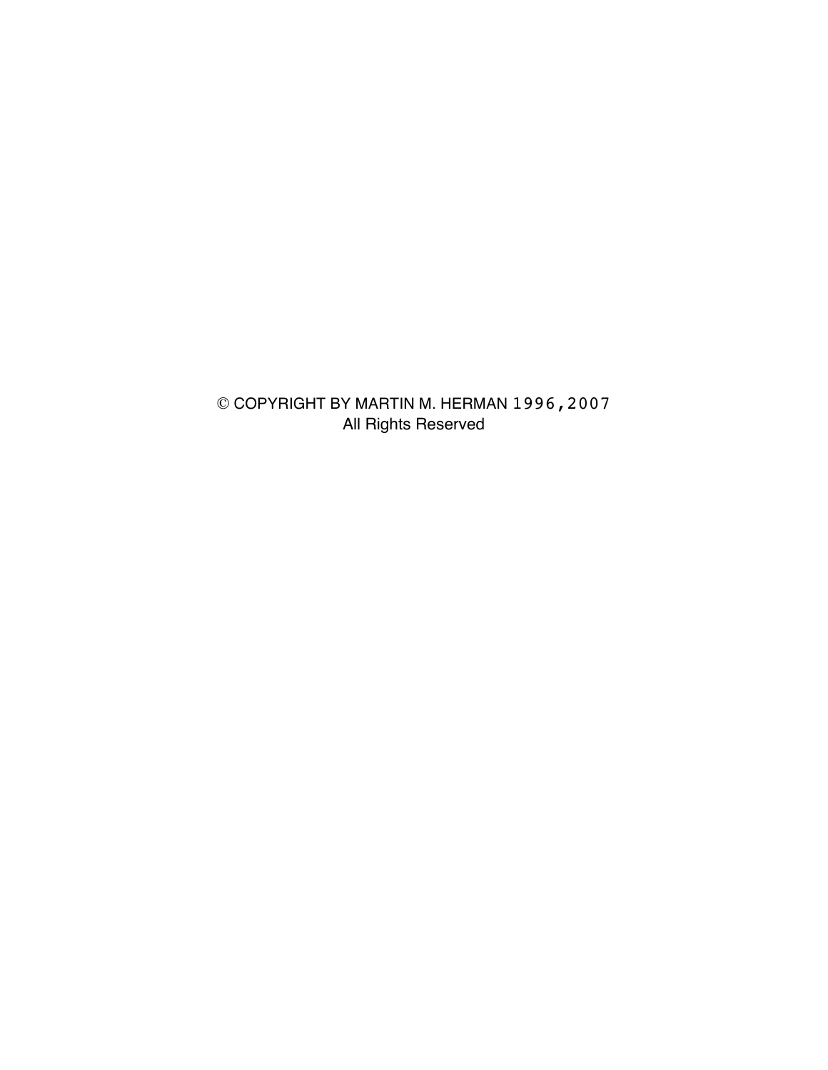© COPYRIGHT BY MARTIN M. HERMAN 1996,2007
All Rights Reserved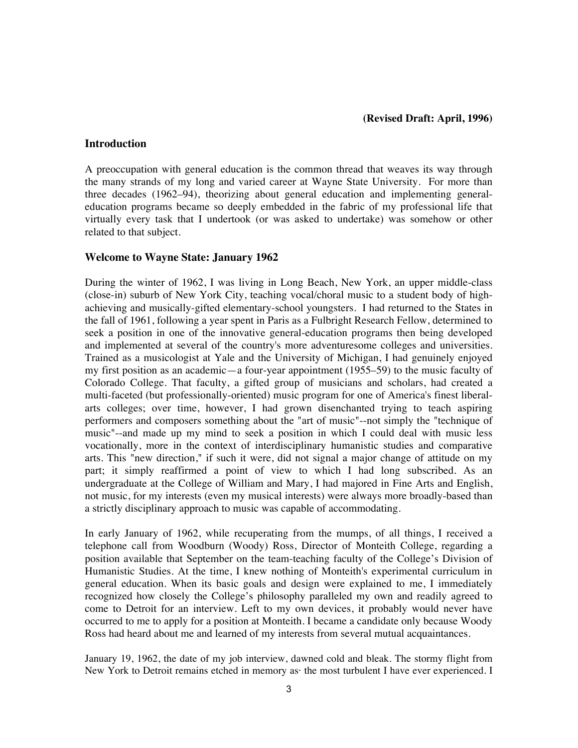**(Revised Draft: April, 1996)**

## Introduction

A preoccupation with general education is the common thread that weaves its way through the many strands of my long and varied career at Wayne State University. For more than three decades (1962–94), theorizing about general education and implementing general-education programs became so deeply embedded in the fabric of my professional life that virtually every task that I undertook (or was asked to undertake) was somehow or other related to that subject.

## Welcome to Wayne State: January 1962

During the winter of 1962, I was living in Long Beach, New York, an upper middle-class (close-in) suburb of New York City, teaching vocal/choral music to a student body of high-achieving and musically-gifted elementary-school youngsters. I had returned to the States in the fall of 1961, following a year spent in Paris as a Fulbright Research Fellow, determined to seek a position in one of the innovative general-education programs then being developed and implemented at several of the country's more adventuresome colleges and universities. Trained as a musicologist at Yale and the University of Michigan, I had genuinely enjoyed my first position as an academic—a four-year appointment (1955–59) to the music faculty of Colorado College. That faculty, a gifted group of musicians and scholars, had created a multi-faceted (but professionally-oriented) music program for one of America's finest liberal-arts colleges; over time, however, I had grown disenchanted trying to teach aspiring performers and composers something about the "art of music"--not simply the "technique of music"--and made up my mind to seek a position in which I could deal with music less vocationally, more in the context of interdisciplinary humanistic studies and comparative arts. This "new direction," if such it were, did not signal a major change of attitude on my part; it simply reaffirmed a point of view to which I had long subscribed. As an undergraduate at the College of William and Mary, I had majored in Fine Arts and English, not music, for my interests (even my musical interests) were always more broadly-based than a strictly disciplinary approach to music was capable of accommodating.

In early January of 1962, while recuperating from the mumps, of all things, I received a telephone call from Woodburn (Woody) Ross, Director of Monteith College, regarding a position available that September on the team-teaching faculty of the College's Division of Humanistic Studies. At the time, I knew nothing of Monteith's experimental curriculum in general education. When its basic goals and design were explained to me, I immediately recognized how closely the College's philosophy paralleled my own and readily agreed to come to Detroit for an interview. Left to my own devices, it probably would never have occurred to me to apply for a position at Monteith. I became a candidate only because Woody Ross had heard about me and learned of my interests from several mutual acquaintances.

January 19, 1962, the date of my job interview, dawned cold and bleak. The stormy flight from New York to Detroit remains etched in memory as· the most turbulent I have ever experienced. I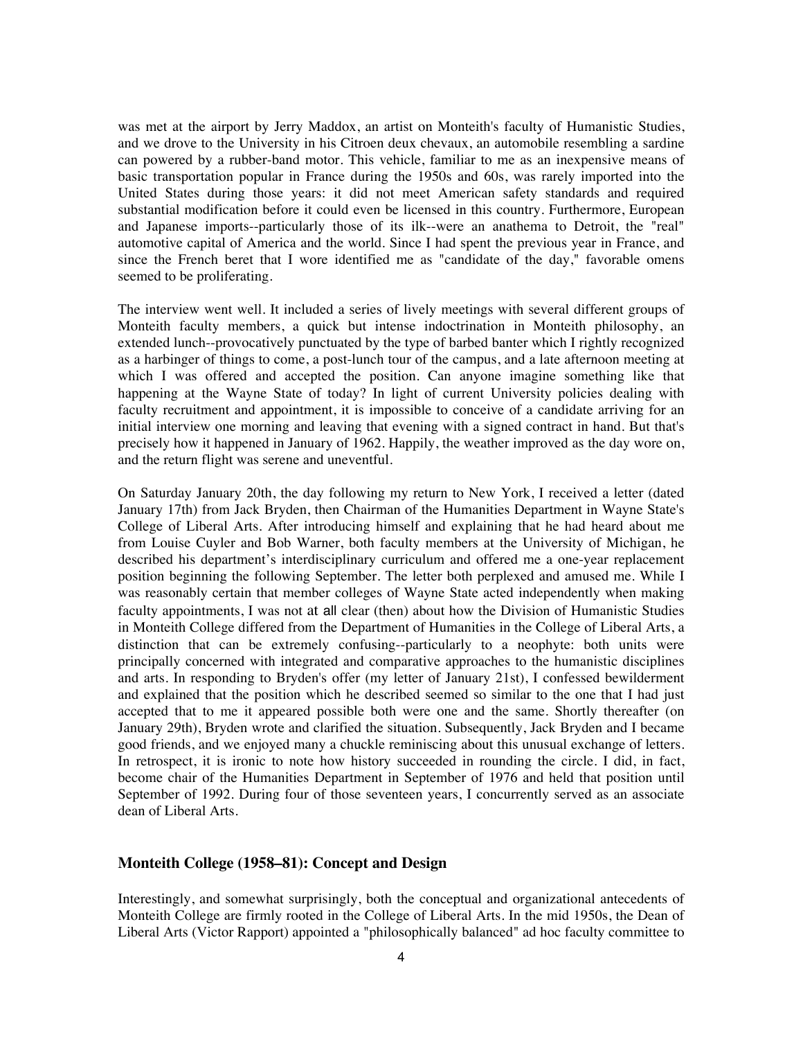was met at the airport by Jerry Maddox, an artist on Monteith's faculty of Humanistic Studies, and we drove to the University in his Citroen deux chevaux, an automobile resembling a sardine can powered by a rubber-band motor. This vehicle, familiar to me as an inexpensive means of basic transportation popular in France during the 1950s and 60s, was rarely imported into the United States during those years: it did not meet American safety standards and required substantial modification before it could even be licensed in this country. Furthermore, European and Japanese imports--particularly those of its ilk--were an anathema to Detroit, the "real" automotive capital of America and the world. Since I had spent the previous year in France, and since the French beret that I wore identified me as "candidate of the day," favorable omens seemed to be proliferating.

The interview went well. It included a series of lively meetings with several different groups of Monteith faculty members, a quick but intense indoctrination in Monteith philosophy, an extended lunch--provocatively punctuated by the type of barbed banter which I rightly recognized as a harbinger of things to come, a post-lunch tour of the campus, and a late afternoon meeting at which I was offered and accepted the position. Can anyone imagine something like that happening at the Wayne State of today? In light of current University policies dealing with faculty recruitment and appointment, it is impossible to conceive of a candidate arriving for an initial interview one morning and leaving that evening with a signed contract in hand. But that's precisely how it happened in January of 1962. Happily, the weather improved as the day wore on, and the return flight was serene and uneventful.

On Saturday January 20th, the day following my return to New York, I received a letter (dated January 17th) from Jack Bryden, then Chairman of the Humanities Department in Wayne State's College of Liberal Arts. After introducing himself and explaining that he had heard about me from Louise Cuyler and Bob Warner, both faculty members at the University of Michigan, he described his department's interdisciplinary curriculum and offered me a one-year replacement position beginning the following September. The letter both perplexed and amused me. While I was reasonably certain that member colleges of Wayne State acted independently when making faculty appointments, I was not at all clear (then) about how the Division of Humanistic Studies in Monteith College differed from the Department of Humanities in the College of Liberal Arts, a distinction that can be extremely confusing--particularly to a neophyte: both units were principally concerned with integrated and comparative approaches to the humanistic disciplines and arts. In responding to Bryden's offer (my letter of January 21st), I confessed bewilderment and explained that the position which he described seemed so similar to the one that I had just accepted that to me it appeared possible both were one and the same. Shortly thereafter (on January 29th), Bryden wrote and clarified the situation. Subsequently, Jack Bryden and I became good friends, and we enjoyed many a chuckle reminiscing about this unusual exchange of letters. In retrospect, it is ironic to note how history succeeded in rounding the circle. I did, in fact, become chair of the Humanities Department in September of 1976 and held that position until September of 1992. During four of those seventeen years, I concurrently served as an associate dean of Liberal Arts.

## Monteith College (1958–81): Concept and Design

Interestingly, and somewhat surprisingly, both the conceptual and organizational antecedents of Monteith College are firmly rooted in the College of Liberal Arts. In the mid 1950s, the Dean of Liberal Arts (Victor Rapport) appointed a "philosophically balanced" ad hoc faculty committee to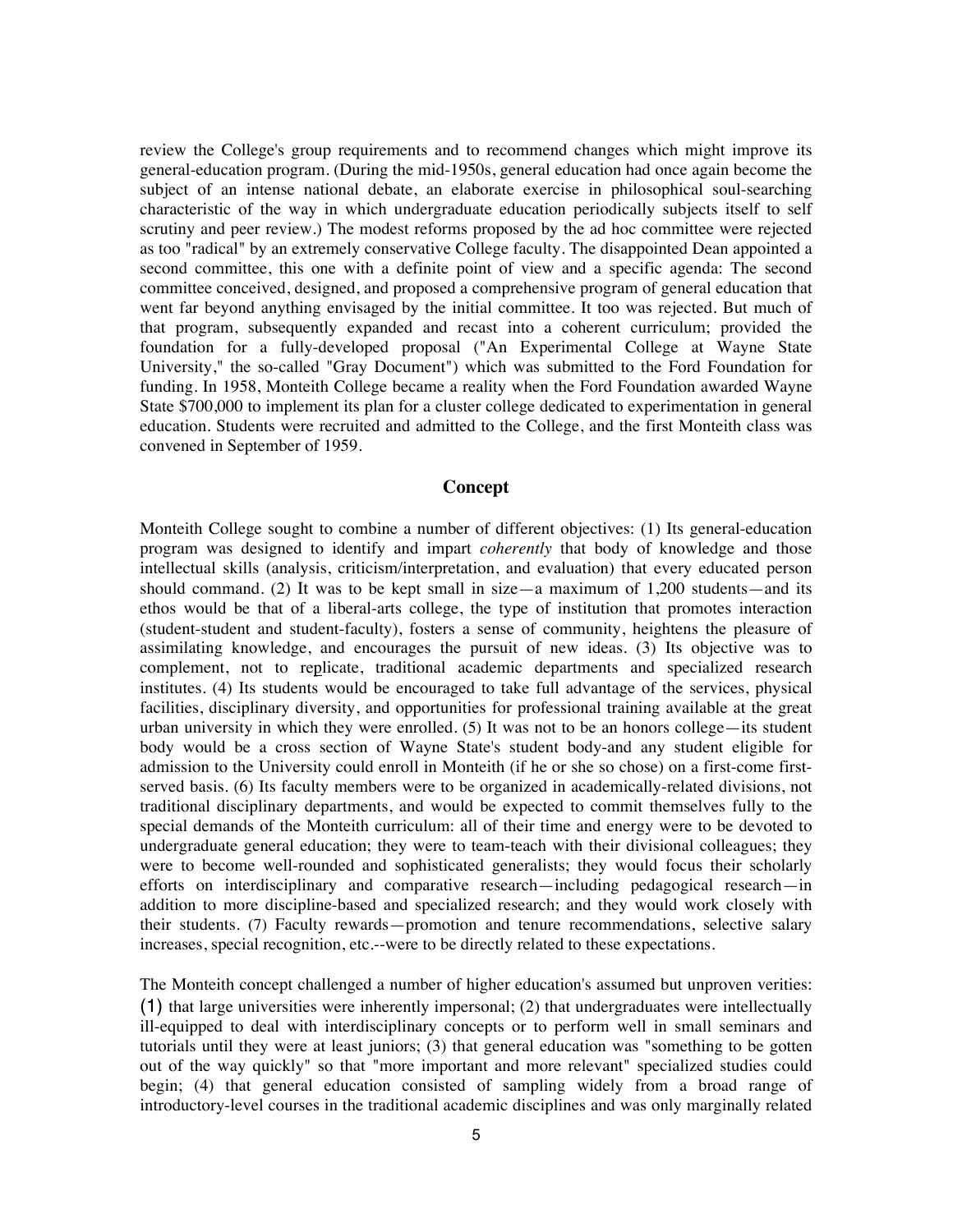review the College's group requirements and to recommend changes which might improve its general-education program. (During the mid-1950s, general education had once again become the subject of an intense national debate, an elaborate exercise in philosophical soul-searching characteristic of the way in which undergraduate education periodically subjects itself to self scrutiny and peer review.) The modest reforms proposed by the ad hoc committee were rejected as too "radical" by an extremely conservative College faculty. The disappointed Dean appointed a second committee, this one with a definite point of view and a specific agenda: The second committee conceived, designed, and proposed a comprehensive program of general education that went far beyond anything envisaged by the initial committee. It too was rejected. But much of that program, subsequently expanded and recast into a coherent curriculum; provided the foundation for a fully-developed proposal ("An Experimental College at Wayne State University," the so-called "Gray Document") which was submitted to the Ford Foundation for funding. In 1958, Monteith College became a reality when the Ford Foundation awarded Wayne State $700,000 to implement its plan for a cluster college dedicated to experimentation in general education. Students were recruited and admitted to the College, and the first Monteith class was convened in September of 1959.

## Concept

Monteith College sought to combine a number of different objectives: (1) Its general-education program was designed to identify and impart *coherently* that body of knowledge and those intellectual skills (analysis, criticism/interpretation, and evaluation) that every educated person should command. (2) It was to be kept small in size—a maximum of 1,200 students—and its ethos would be that of a liberal-arts college, the type of institution that promotes interaction (student-student and student-faculty), fosters a sense of community, heightens the pleasure of assimilating knowledge, and encourages the pursuit of new ideas. (3) Its objective was to complement, not to replicate, traditional academic departments and specialized research institutes. (4) Its students would be encouraged to take full advantage of the services, physical facilities, disciplinary diversity, and opportunities for professional training available at the great urban university in which they were enrolled. (5) It was not to be an honors college—its student body would be a cross section of Wayne State's student body-and any student eligible for admission to the University could enroll in Monteith (if he or she so chose) on a first-come first-served basis. (6) Its faculty members were to be organized in academically-related divisions, not traditional disciplinary departments, and would be expected to commit themselves fully to the special demands of the Monteith curriculum: all of their time and energy were to be devoted to undergraduate general education; they were to team-teach with their divisional colleagues; they were to become well-rounded and sophisticated generalists; they would focus their scholarly efforts on interdisciplinary and comparative research—including pedagogical research—in addition to more discipline-based and specialized research; and they would work closely with their students. (7) Faculty rewards—promotion and tenure recommendations, selective salary increases, special recognition, etc.--were to be directly related to these expectations.

The Monteith concept challenged a number of higher education's assumed but unproven verities: (1) that large universities were inherently impersonal; (2) that undergraduates were intellectually ill-equipped to deal with interdisciplinary concepts or to perform well in small seminars and tutorials until they were at least juniors; (3) that general education was "something to be gotten out of the way quickly" so that "more important and more relevant" specialized studies could begin; (4) that general education consisted of sampling widely from a broad range of introductory-level courses in the traditional academic disciplines and was only marginally related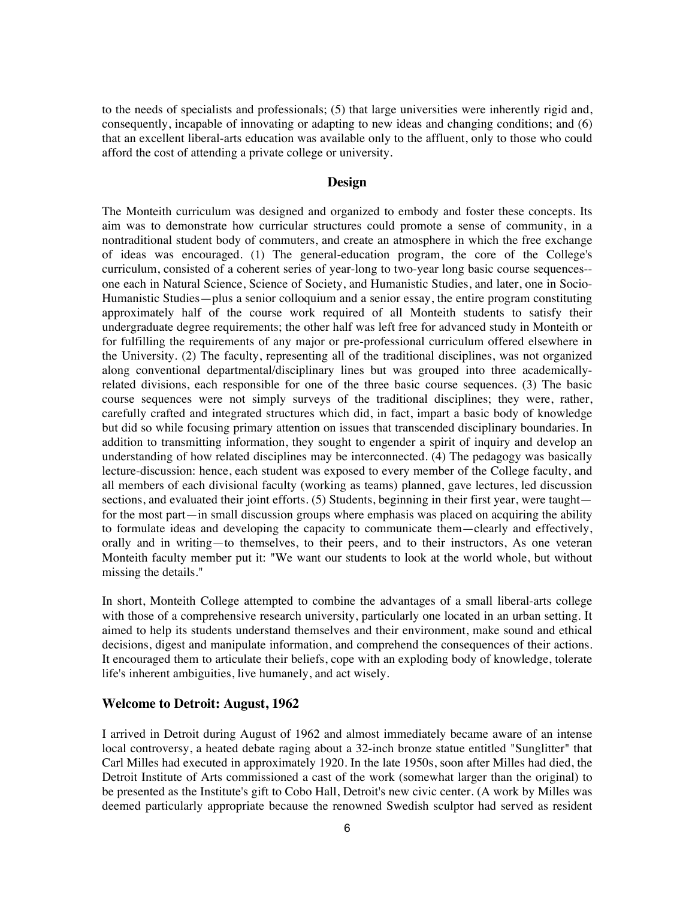to the needs of specialists and professionals; (5) that large universities were inherently rigid and, consequently, incapable of innovating or adapting to new ideas and changing conditions; and (6) that an excellent liberal-arts education was available only to the affluent, only to those who could afford the cost of attending a private college or university.

## Design

The Monteith curriculum was designed and organized to embody and foster these concepts. Its aim was to demonstrate how curricular structures could promote a sense of community, in a nontraditional student body of commuters, and create an atmosphere in which the free exchange of ideas was encouraged. (1) The general-education program, the core of the College's curriculum, consisted of a coherent series of year-long to two-year long basic course sequences--one each in Natural Science, Science of Society, and Humanistic Studies, and later, one in Socio-Humanistic Studies—plus a senior colloquium and a senior essay, the entire program constituting approximately half of the course work required of all Monteith students to satisfy their undergraduate degree requirements; the other half was left free for advanced study in Monteith or for fulfilling the requirements of any major or pre-professional curriculum offered elsewhere in the University. (2) The faculty, representing all of the traditional disciplines, was not organized along conventional departmental/disciplinary lines but was grouped into three academically-related divisions, each responsible for one of the three basic course sequences. (3) The basic course sequences were not simply surveys of the traditional disciplines; they were, rather, carefully crafted and integrated structures which did, in fact, impart a basic body of knowledge but did so while focusing primary attention on issues that transcended disciplinary boundaries. In addition to transmitting information, they sought to engender a spirit of inquiry and develop an understanding of how related disciplines may be interconnected. (4) The pedagogy was basically lecture-discussion: hence, each student was exposed to every member of the College faculty, and all members of each divisional faculty (working as teams) planned, gave lectures, led discussion sections, and evaluated their joint efforts. (5) Students, beginning in their first year, were taught—for the most part—in small discussion groups where emphasis was placed on acquiring the ability to formulate ideas and developing the capacity to communicate them—clearly and effectively, orally and in writing—to themselves, to their peers, and to their instructors, As one veteran Monteith faculty member put it: "We want our students to look at the world whole, but without missing the details."

In short, Monteith College attempted to combine the advantages of a small liberal-arts college with those of a comprehensive research university, particularly one located in an urban setting. It aimed to help its students understand themselves and their environment, make sound and ethical decisions, digest and manipulate information, and comprehend the consequences of their actions. It encouraged them to articulate their beliefs, cope with an exploding body of knowledge, tolerate life's inherent ambiguities, live humanely, and act wisely.

### Welcome to Detroit: August, 1962

I arrived in Detroit during August of 1962 and almost immediately became aware of an intense local controversy, a heated debate raging about a 32-inch bronze statue entitled "Sunglitter" that Carl Milles had executed in approximately 1920. In the late 1950s, soon after Milles had died, the Detroit Institute of Arts commissioned a cast of the work (somewhat larger than the original) to be presented as the Institute's gift to Cobo Hall, Detroit's new civic center. (A work by Milles was deemed particularly appropriate because the renowned Swedish sculptor had served as resident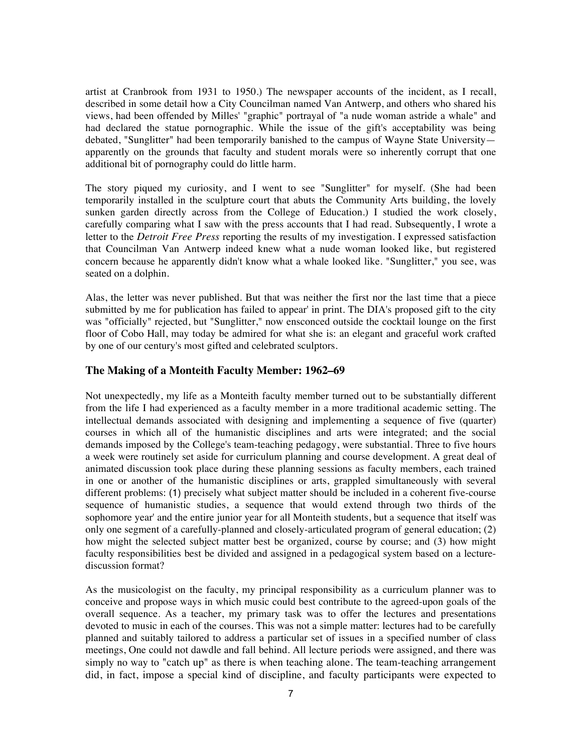artist at Cranbrook from 1931 to 1950.) The newspaper accounts of the incident, as I recall, described in some detail how a City Councilman named Van Antwerp, and others who shared his views, had been offended by Milles' "graphic" portrayal of "a nude woman astride a whale" and had declared the statue pornographic. While the issue of the gift's acceptability was being debated, "Sunglitter" had been temporarily banished to the campus of Wayne State University—apparently on the grounds that faculty and student morals were so inherently corrupt that one additional bit of pornography could do little harm.

The story piqued my curiosity, and I went to see "Sunglitter" for myself. (She had been temporarily installed in the sculpture court that abuts the Community Arts building, the lovely sunken garden directly across from the College of Education.) I studied the work closely, carefully comparing what I saw with the press accounts that I had read. Subsequently, I wrote a letter to the *Detroit Free Press* reporting the results of my investigation. I expressed satisfaction that Councilman Van Antwerp indeed knew what a nude woman looked like, but registered concern because he apparently didn't know what a whale looked like. "Sunglitter," you see, was seated on a dolphin.

Alas, the letter was never published. But that was neither the first nor the last time that a piece submitted by me for publication has failed to appear' in print. The DIA's proposed gift to the city was "officially" rejected, but "Sunglitter," now ensconced outside the cocktail lounge on the first floor of Cobo Hall, may today be admired for what she is: an elegant and graceful work crafted by one of our century's most gifted and celebrated sculptors.

## The Making of a Monteith Faculty Member: 1962–69

Not unexpectedly, my life as a Monteith faculty member turned out to be substantially different from the life I had experienced as a faculty member in a more traditional academic setting. The intellectual demands associated with designing and implementing a sequence of five (quarter) courses in which all of the humanistic disciplines and arts were integrated; and the social demands imposed by the College's team-teaching pedagogy, were substantial. Three to five hours a week were routinely set aside for curriculum planning and course development. A great deal of animated discussion took place during these planning sessions as faculty members, each trained in one or another of the humanistic disciplines or arts, grappled simultaneously with several different problems: (1) precisely what subject matter should be included in a coherent five-course sequence of humanistic studies, a sequence that would extend through two thirds of the sophomore year' and the entire junior year for all Monteith students, but a sequence that itself was only one segment of a carefully-planned and closely-articulated program of general education; (2) how might the selected subject matter best be organized, course by course; and (3) how might faculty responsibilities best be divided and assigned in a pedagogical system based on a lecture-discussion format?

As the musicologist on the faculty, my principal responsibility as a curriculum planner was to conceive and propose ways in which music could best contribute to the agreed-upon goals of the overall sequence. As a teacher, my primary task was to offer the lectures and presentations devoted to music in each of the courses. This was not a simple matter: lectures had to be carefully planned and suitably tailored to address a particular set of issues in a specified number of class meetings, One could not dawdle and fall behind. All lecture periods were assigned, and there was simply no way to "catch up" as there is when teaching alone. The team-teaching arrangement did, in fact, impose a special kind of discipline, and faculty participants were expected to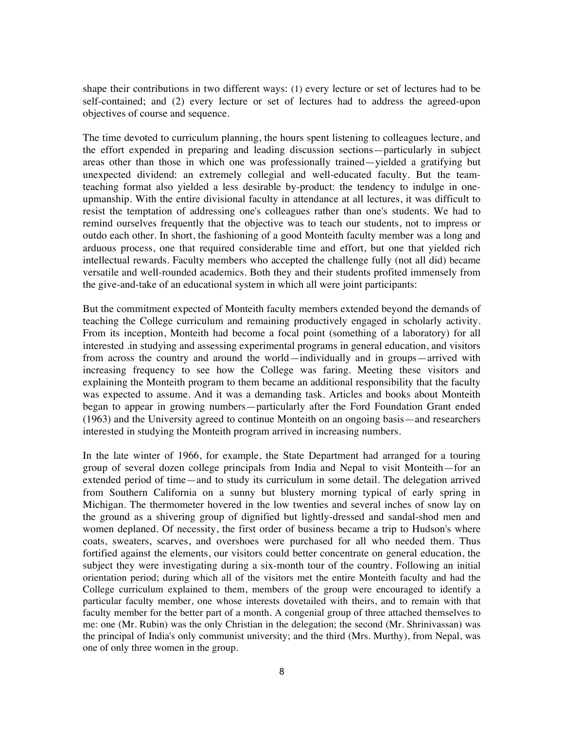shape their contributions in two different ways: (1) every lecture or set of lectures had to be self-contained; and (2) every lecture or set of lectures had to address the agreed-upon objectives of course and sequence.

The time devoted to curriculum planning, the hours spent listening to colleagues lecture, and the effort expended in preparing and leading discussion sections—particularly in subject areas other than those in which one was professionally trained—yielded a gratifying but unexpected dividend: an extremely collegial and well-educated faculty. But the team-teaching format also yielded a less desirable by-product: the tendency to indulge in one-upmanship. With the entire divisional faculty in attendance at all lectures, it was difficult to resist the temptation of addressing one's colleagues rather than one's students. We had to remind ourselves frequently that the objective was to teach our students, not to impress or outdo each other. In short, the fashioning of a good Monteith faculty member was a long and arduous process, one that required considerable time and effort, but one that yielded rich intellectual rewards. Faculty members who accepted the challenge fully (not all did) became versatile and well-rounded academics. Both they and their students profited immensely from the give-and-take of an educational system in which all were joint participants:

But the commitment expected of Monteith faculty members extended beyond the demands of teaching the College curriculum and remaining productively engaged in scholarly activity. From its inception, Monteith had become a focal point (something of a laboratory) for all interested .in studying and assessing experimental programs in general education, and visitors from across the country and around the world—individually and in groups—arrived with increasing frequency to see how the College was faring. Meeting these visitors and explaining the Monteith program to them became an additional responsibility that the faculty was expected to assume. And it was a demanding task. Articles and books about Monteith began to appear in growing numbers—particularly after the Ford Foundation Grant ended (1963) and the University agreed to continue Monteith on an ongoing basis—and researchers interested in studying the Monteith program arrived in increasing numbers.

In the late winter of 1966, for example, the State Department had arranged for a touring group of several dozen college principals from India and Nepal to visit Monteith—for an extended period of time—and to study its curriculum in some detail. The delegation arrived from Southern California on a sunny but blustery morning typical of early spring in Michigan. The thermometer hovered in the low twenties and several inches of snow lay on the ground as a shivering group of dignified but lightly-dressed and sandal-shod men and women deplaned. Of necessity, the first order of business became a trip to Hudson's where coats, sweaters, scarves, and overshoes were purchased for all who needed them. Thus fortified against the elements, our visitors could better concentrate on general education, the subject they were investigating during a six-month tour of the country. Following an initial orientation period; during which all of the visitors met the entire Monteith faculty and had the College curriculum explained to them, members of the group were encouraged to identify a particular faculty member, one whose interests dovetailed with theirs, and to remain with that faculty member for the better part of a month. A congenial group of three attached themselves to me: one (Mr. Rubin) was the only Christian in the delegation; the second (Mr. Shrinivassan) was the principal of India's only communist university; and the third (Mrs. Murthy), from Nepal, was one of only three women in the group.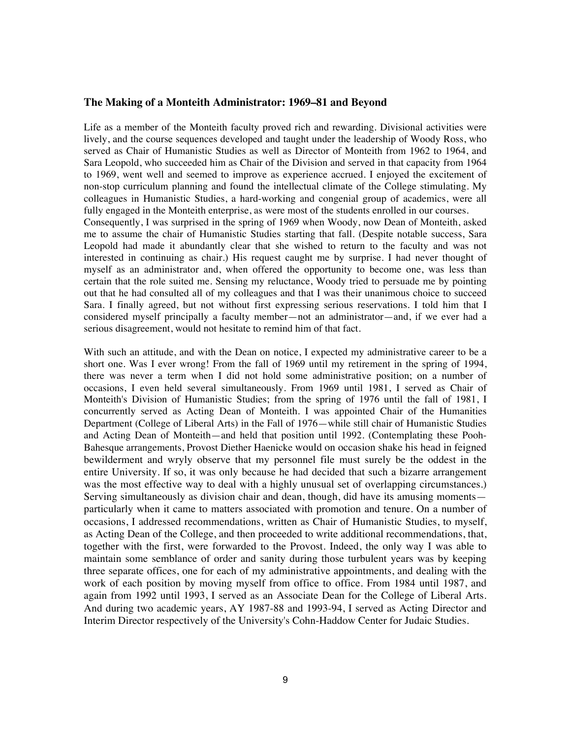### The Making of a Monteith Administrator: 1969–81 and Beyond

Life as a member of the Monteith faculty proved rich and rewarding. Divisional activities were lively, and the course sequences developed and taught under the leadership of Woody Ross, who served as Chair of Humanistic Studies as well as Director of Monteith from 1962 to 1964, and Sara Leopold, who succeeded him as Chair of the Division and served in that capacity from 1964 to 1969, went well and seemed to improve as experience accrued. I enjoyed the excitement of non-stop curriculum planning and found the intellectual climate of the College stimulating. My colleagues in Humanistic Studies, a hard-working and congenial group of academics, were all fully engaged in the Monteith enterprise, as were most of the students enrolled in our courses.

Consequently, I was surprised in the spring of 1969 when Woody, now Dean of Monteith, asked me to assume the chair of Humanistic Studies starting that fall. (Despite notable success, Sara Leopold had made it abundantly clear that she wished to return to the faculty and was not interested in continuing as chair.) His request caught me by surprise. I had never thought of myself as an administrator and, when offered the opportunity to become one, was less than certain that the role suited me. Sensing my reluctance, Woody tried to persuade me by pointing out that he had consulted all of my colleagues and that I was their unanimous choice to succeed Sara. I finally agreed, but not without first expressing serious reservations. I told him that I considered myself principally a faculty member—not an administrator—and, if we ever had a serious disagreement, would not hesitate to remind him of that fact.

With such an attitude, and with the Dean on notice, I expected my administrative career to be a short one. Was I ever wrong! From the fall of 1969 until my retirement in the spring of 1994, there was never a term when I did not hold some administrative position; on a number of occasions, I even held several simultaneously. From 1969 until 1981, I served as Chair of Monteith's Division of Humanistic Studies; from the spring of 1976 until the fall of 1981, I concurrently served as Acting Dean of Monteith. I was appointed Chair of the Humanities Department (College of Liberal Arts) in the Fall of 1976—while still chair of Humanistic Studies and Acting Dean of Monteith—and held that position until 1992. (Contemplating these Pooh-Bahesque arrangements, Provost Diether Haenicke would on occasion shake his head in feigned bewilderment and wryly observe that my personnel file must surely be the oddest in the entire University. If so, it was only because he had decided that such a bizarre arrangement was the most effective way to deal with a highly unusual set of overlapping circumstances.) Serving simultaneously as division chair and dean, though, did have its amusing moments—particularly when it came to matters associated with promotion and tenure. On a number of occasions, I addressed recommendations, written as Chair of Humanistic Studies, to myself, as Acting Dean of the College, and then proceeded to write additional recommendations, that, together with the first, were forwarded to the Provost. Indeed, the only way I was able to maintain some semblance of order and sanity during those turbulent years was by keeping three separate offices, one for each of my administrative appointments, and dealing with the work of each position by moving myself from office to office. From 1984 until 1987, and again from 1992 until 1993, I served as an Associate Dean for the College of Liberal Arts. And during two academic years, AY 1987-88 and 1993-94, I served as Acting Director and Interim Director respectively of the University's Cohn-Haddow Center for Judaic Studies.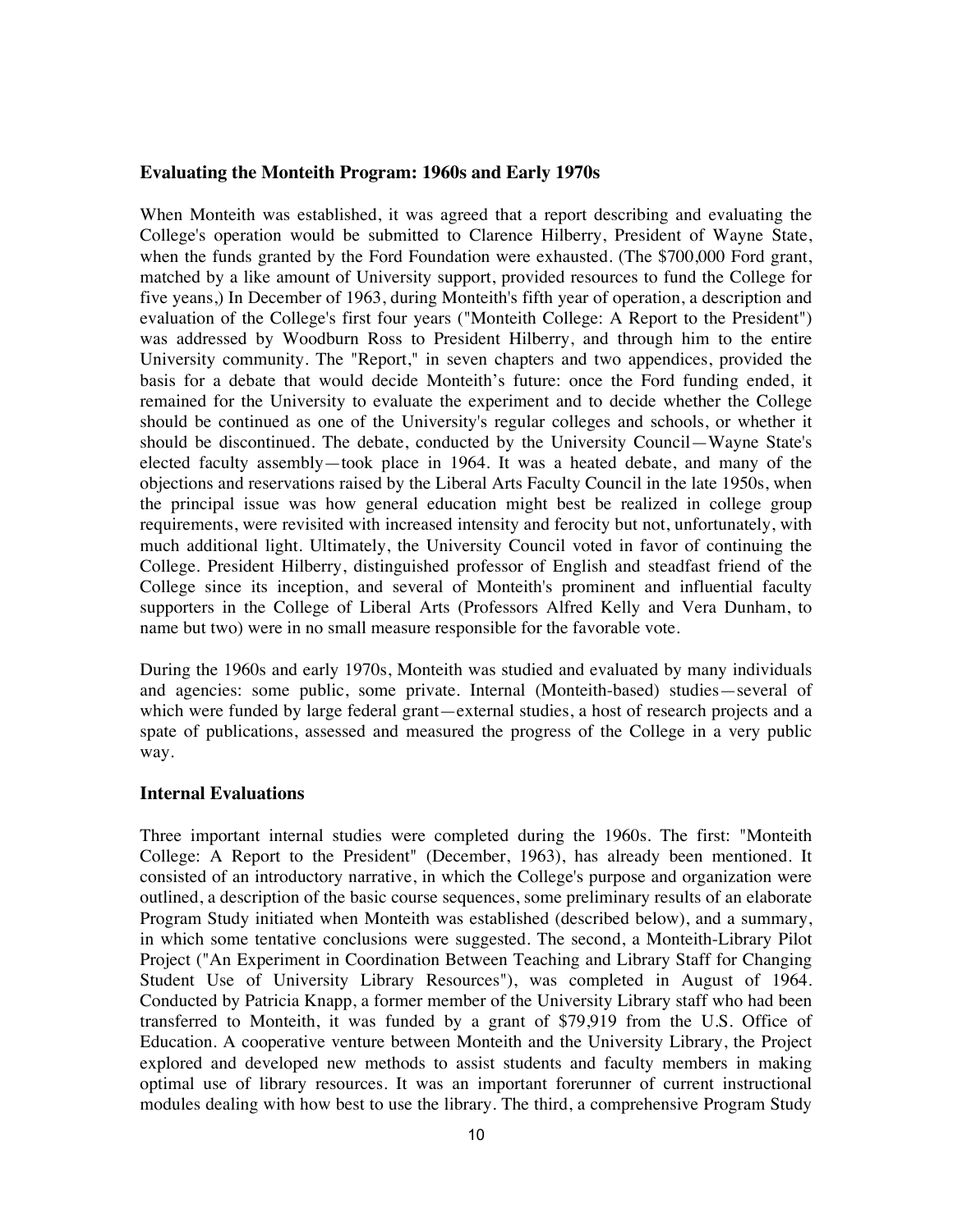### Evaluating the Monteith Program: 1960s and Early 1970s

When Monteith was established, it was agreed that a report describing and evaluating the College's operation would be submitted to Clarence Hilberry, President of Wayne State, when the funds granted by the Ford Foundation were exhausted. (The $700,000 Ford grant, matched by a like amount of University support, provided resources to fund the College for five yeans,) In December of 1963, during Monteith's fifth year of operation, a description and evaluation of the College's first four years ("Monteith College: A Report to the President") was addressed by Woodburn Ross to President Hilberry, and through him to the entire University community. The "Report," in seven chapters and two appendices, provided the basis for a debate that would decide Monteith's future: once the Ford funding ended, it remained for the University to evaluate the experiment and to decide whether the College should be continued as one of the University's regular colleges and schools, or whether it should be discontinued. The debate, conducted by the University Council—Wayne State's elected faculty assembly—took place in 1964. It was a heated debate, and many of the objections and reservations raised by the Liberal Arts Faculty Council in the late 1950s, when the principal issue was how general education might best be realized in college group requirements, were revisited with increased intensity and ferocity but not, unfortunately, with much additional light. Ultimately, the University Council voted in favor of continuing the College. President Hilberry, distinguished professor of English and steadfast friend of the College since its inception, and several of Monteith's prominent and influential faculty supporters in the College of Liberal Arts (Professors Alfred Kelly and Vera Dunham, to name but two) were in no small measure responsible for the favorable vote.

During the 1960s and early 1970s, Monteith was studied and evaluated by many individuals and agencies: some public, some private. Internal (Monteith-based) studies—several of which were funded by large federal grant—external studies, a host of research projects and a spate of publications, assessed and measured the progress of the College in a very public way.

### Internal Evaluations

Three important internal studies were completed during the 1960s. The first: "Monteith College: A Report to the President" (December, 1963), has already been mentioned. It consisted of an introductory narrative, in which the College's purpose and organization were outlined, a description of the basic course sequences, some preliminary results of an elaborate Program Study initiated when Monteith was established (described below), and a summary, in which some tentative conclusions were suggested. The second, a Monteith-Library Pilot Project ("An Experiment in Coordination Between Teaching and Library Staff for Changing Student Use of University Library Resources"), was completed in August of 1964. Conducted by Patricia Knapp, a former member of the University Library staff who had been transferred to Monteith, it was funded by a grant of $79,919 from the U.S. Office of Education. A cooperative venture between Monteith and the University Library, the Project explored and developed new methods to assist students and faculty members in making optimal use of library resources. It was an important forerunner of current instructional modules dealing with how best to use the library. The third, a comprehensive Program Study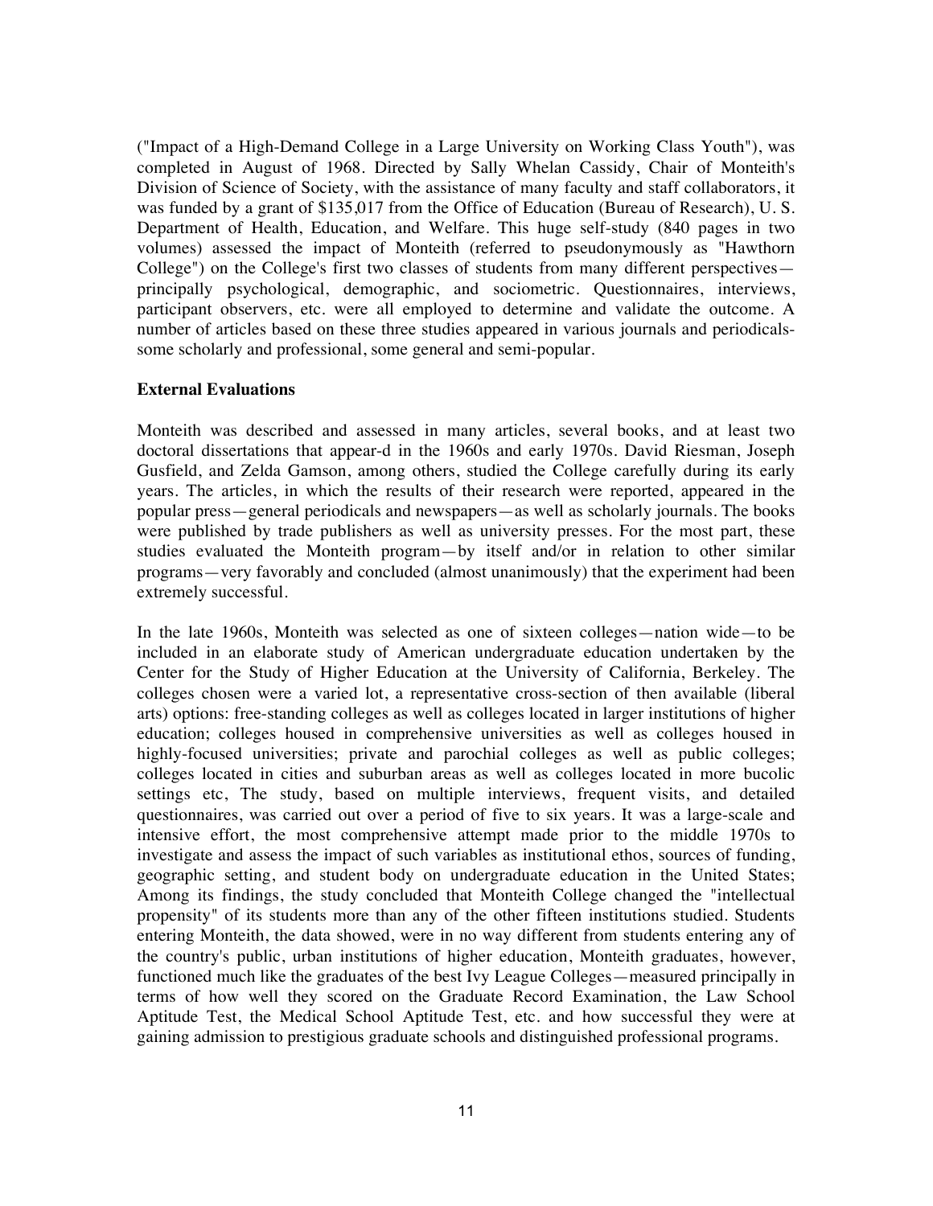("Impact of a High-Demand College in a Large University on Working Class Youth"), was completed in August of 1968. Directed by Sally Whelan Cassidy, Chair of Monteith's Division of Science of Society, with the assistance of many faculty and staff collaborators, it was funded by a grant of $135,017 from the Office of Education (Bureau of Research), U. S. Department of Health, Education, and Welfare. This huge self-study (840 pages in two volumes) assessed the impact of Monteith (referred to pseudonymously as "Hawthorn College") on the College's first two classes of students from many different perspectives—principally psychological, demographic, and sociometric. Questionnaires, interviews, participant observers, etc. were all employed to determine and validate the outcome. A number of articles based on these three studies appeared in various journals and periodicals-some scholarly and professional, some general and semi-popular.

**External Evaluations**

Monteith was described and assessed in many articles, several books, and at least two doctoral dissertations that appear-d in the 1960s and early 1970s. David Riesman, Joseph Gusfield, and Zelda Gamson, among others, studied the College carefully during its early years. The articles, in which the results of their research were reported, appeared in the popular press—general periodicals and newspapers—as well as scholarly journals. The books were published by trade publishers as well as university presses. For the most part, these studies evaluated the Monteith program—by itself and/or in relation to other similar programs—very favorably and concluded (almost unanimously) that the experiment had been extremely successful.

In the late 1960s, Monteith was selected as one of sixteen colleges—nation wide—to be included in an elaborate study of American undergraduate education undertaken by the Center for the Study of Higher Education at the University of California, Berkeley. The colleges chosen were a varied lot, a representative cross-section of then available (liberal arts) options: free-standing colleges as well as colleges located in larger institutions of higher education; colleges housed in comprehensive universities as well as colleges housed in highly-focused universities; private and parochial colleges as well as public colleges; colleges located in cities and suburban areas as well as colleges located in more bucolic settings etc, The study, based on multiple interviews, frequent visits, and detailed questionnaires, was carried out over a period of five to six years. It was a large-scale and intensive effort, the most comprehensive attempt made prior to the middle 1970s to investigate and assess the impact of such variables as institutional ethos, sources of funding, geographic setting, and student body on undergraduate education in the United States; Among its findings, the study concluded that Monteith College changed the "intellectual propensity" of its students more than any of the other fifteen institutions studied. Students entering Monteith, the data showed, were in no way different from students entering any of the country's public, urban institutions of higher education, Monteith graduates, however, functioned much like the graduates of the best Ivy League Colleges—measured principally in terms of how well they scored on the Graduate Record Examination, the Law School Aptitude Test, the Medical School Aptitude Test, etc. and how successful they were at gaining admission to prestigious graduate schools and distinguished professional programs.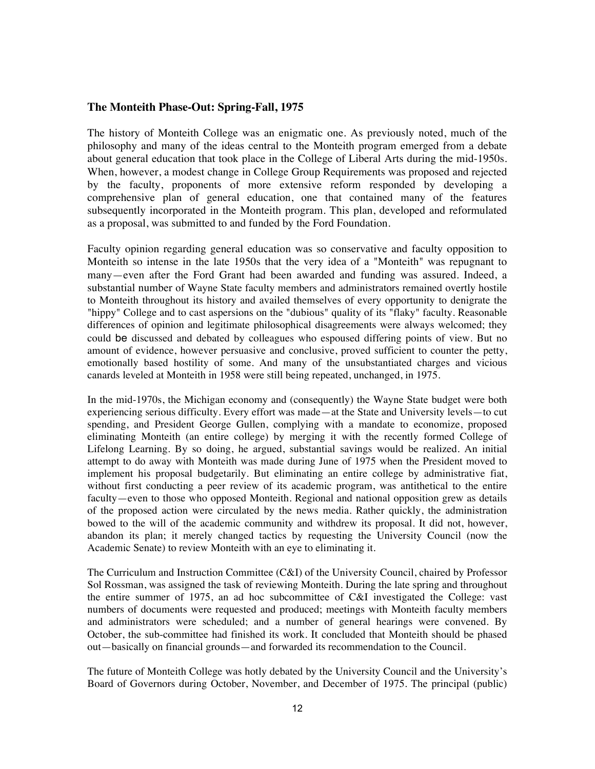### The Monteith Phase-Out: Spring-Fall, 1975

The history of Monteith College was an enigmatic one. As previously noted, much of the philosophy and many of the ideas central to the Monteith program emerged from a debate about general education that took place in the College of Liberal Arts during the mid-1950s. When, however, a modest change in College Group Requirements was proposed and rejected by the faculty, proponents of more extensive reform responded by developing a comprehensive plan of general education, one that contained many of the features subsequently incorporated in the Monteith program. This plan, developed and reformulated as a proposal, was submitted to and funded by the Ford Foundation.

Faculty opinion regarding general education was so conservative and faculty opposition to Monteith so intense in the late 1950s that the very idea of a "Monteith" was repugnant to many—even after the Ford Grant had been awarded and funding was assured. Indeed, a substantial number of Wayne State faculty members and administrators remained overtly hostile to Monteith throughout its history and availed themselves of every opportunity to denigrate the "hippy" College and to cast aspersions on the "dubious" quality of its "flaky" faculty. Reasonable differences of opinion and legitimate philosophical disagreements were always welcomed; they could be discussed and debated by colleagues who espoused differing points of view. But no amount of evidence, however persuasive and conclusive, proved sufficient to counter the petty, emotionally based hostility of some. And many of the unsubstantiated charges and vicious canards leveled at Monteith in 1958 were still being repeated, unchanged, in 1975.

In the mid-1970s, the Michigan economy and (consequently) the Wayne State budget were both experiencing serious difficulty. Every effort was made—at the State and University levels—to cut spending, and President George Gullen, complying with a mandate to economize, proposed eliminating Monteith (an entire college) by merging it with the recently formed College of Lifelong Learning. By so doing, he argued, substantial savings would be realized. An initial attempt to do away with Monteith was made during June of 1975 when the President moved to implement his proposal budgetarily. But eliminating an entire college by administrative fiat, without first conducting a peer review of its academic program, was antithetical to the entire faculty—even to those who opposed Monteith. Regional and national opposition grew as details of the proposed action were circulated by the news media. Rather quickly, the administration bowed to the will of the academic community and withdrew its proposal. It did not, however, abandon its plan; it merely changed tactics by requesting the University Council (now the Academic Senate) to review Monteith with an eye to eliminating it.

The Curriculum and Instruction Committee (C&I) of the University Council, chaired by Professor Sol Rossman, was assigned the task of reviewing Monteith. During the late spring and throughout the entire summer of 1975, an ad hoc subcommittee of C&I investigated the College: vast numbers of documents were requested and produced; meetings with Monteith faculty members and administrators were scheduled; and a number of general hearings were convened. By October, the sub-committee had finished its work. It concluded that Monteith should be phased out—basically on financial grounds—and forwarded its recommendation to the Council.

The future of Monteith College was hotly debated by the University Council and the University's Board of Governors during October, November, and December of 1975. The principal (public)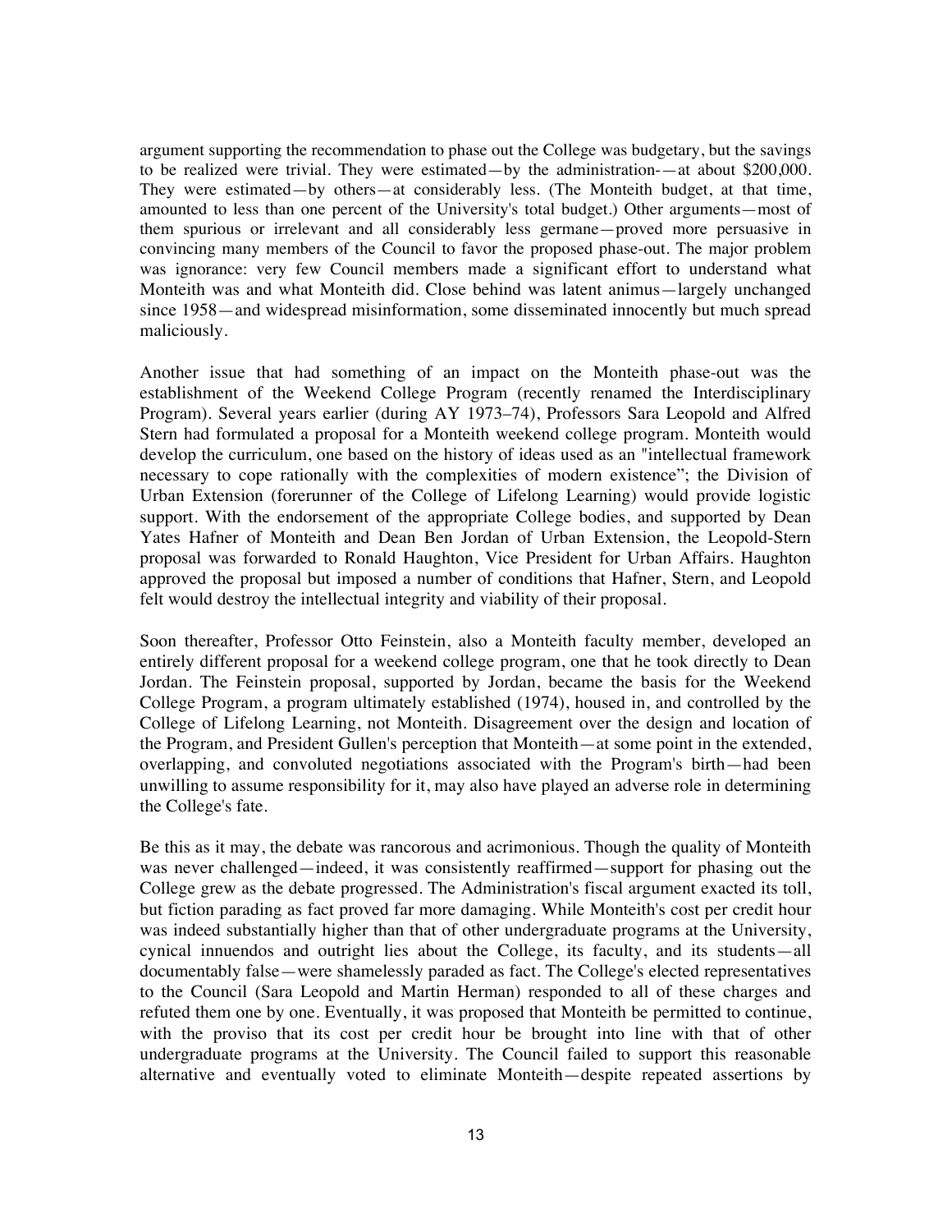argument supporting the recommendation to phase out the College was budgetary, but the savings to be realized were trivial. They were estimated—by the administration-—at about $200,000. They were estimated—by others—at considerably less. (The Monteith budget, at that time, amounted to less than one percent of the University's total budget.) Other arguments—most of them spurious or irrelevant and all considerably less germane—proved more persuasive in convincing many members of the Council to favor the proposed phase-out. The major problem was ignorance: very few Council members made a significant effort to understand what Monteith was and what Monteith did. Close behind was latent animus—largely unchanged since 1958—and widespread misinformation, some disseminated innocently but much spread maliciously.

Another issue that had something of an impact on the Monteith phase-out was the establishment of the Weekend College Program (recently renamed the Interdisciplinary Program). Several years earlier (during AY 1973–74), Professors Sara Leopold and Alfred Stern had formulated a proposal for a Monteith weekend college program. Monteith would develop the curriculum, one based on the history of ideas used as an "intellectual framework necessary to cope rationally with the complexities of modern existence"; the Division of Urban Extension (forerunner of the College of Lifelong Learning) would provide logistic support. With the endorsement of the appropriate College bodies, and supported by Dean Yates Hafner of Monteith and Dean Ben Jordan of Urban Extension, the Leopold-Stern proposal was forwarded to Ronald Haughton, Vice President for Urban Affairs. Haughton approved the proposal but imposed a number of conditions that Hafner, Stern, and Leopold felt would destroy the intellectual integrity and viability of their proposal.

Soon thereafter, Professor Otto Feinstein, also a Monteith faculty member, developed an entirely different proposal for a weekend college program, one that he took directly to Dean Jordan. The Feinstein proposal, supported by Jordan, became the basis for the Weekend College Program, a program ultimately established (1974), housed in, and controlled by the College of Lifelong Learning, not Monteith. Disagreement over the design and location of the Program, and President Gullen's perception that Monteith—at some point in the extended, overlapping, and convoluted negotiations associated with the Program's birth—had been unwilling to assume responsibility for it, may also have played an adverse role in determining the College's fate.

Be this as it may, the debate was rancorous and acrimonious. Though the quality of Monteith was never challenged—indeed, it was consistently reaffirmed—support for phasing out the College grew as the debate progressed. The Administration's fiscal argument exacted its toll, but fiction parading as fact proved far more damaging. While Monteith's cost per credit hour was indeed substantially higher than that of other undergraduate programs at the University, cynical innuendos and outright lies about the College, its faculty, and its students—all documentably false—were shamelessly paraded as fact. The College's elected representatives to the Council (Sara Leopold and Martin Herman) responded to all of these charges and refuted them one by one. Eventually, it was proposed that Monteith be permitted to continue, with the proviso that its cost per credit hour be brought into line with that of other undergraduate programs at the University. The Council failed to support this reasonable alternative and eventually voted to eliminate Monteith—despite repeated assertions by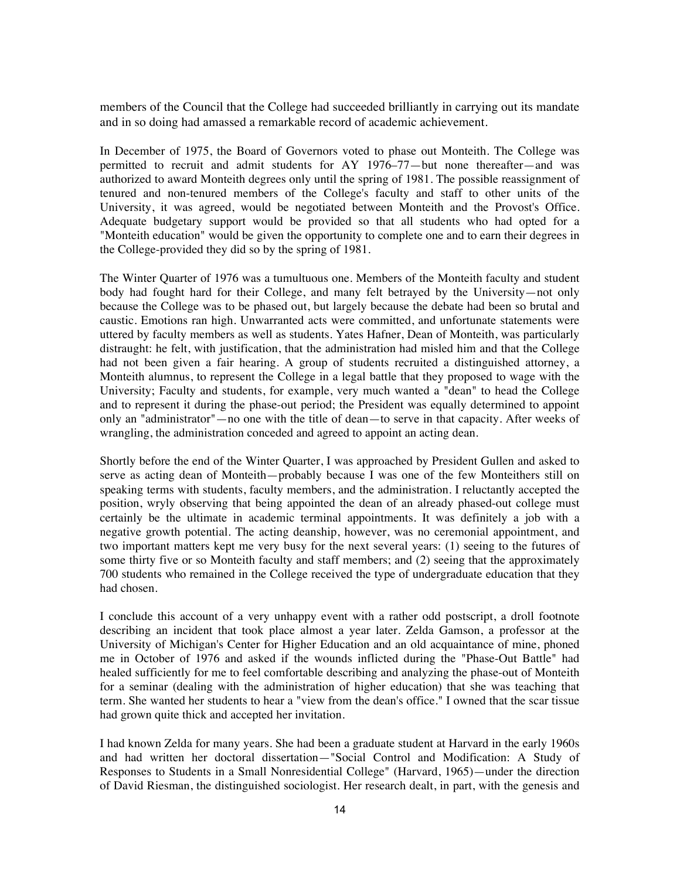members of the Council that the College had succeeded brilliantly in carrying out its mandate and in so doing had amassed a remarkable record of academic achievement.

In December of 1975, the Board of Governors voted to phase out Monteith. The College was permitted to recruit and admit students for AY 1976–77—but none thereafter—and was authorized to award Monteith degrees only until the spring of 1981. The possible reassignment of tenured and non-tenured members of the College's faculty and staff to other units of the University, it was agreed, would be negotiated between Monteith and the Provost's Office. Adequate budgetary support would be provided so that all students who had opted for a "Monteith education" would be given the opportunity to complete one and to earn their degrees in the College-provided they did so by the spring of 1981.

The Winter Quarter of 1976 was a tumultuous one. Members of the Monteith faculty and student body had fought hard for their College, and many felt betrayed by the University—not only because the College was to be phased out, but largely because the debate had been so brutal and caustic. Emotions ran high. Unwarranted acts were committed, and unfortunate statements were uttered by faculty members as well as students. Yates Hafner, Dean of Monteith, was particularly distraught: he felt, with justification, that the administration had misled him and that the College had not been given a fair hearing. A group of students recruited a distinguished attorney, a Monteith alumnus, to represent the College in a legal battle that they proposed to wage with the University; Faculty and students, for example, very much wanted a "dean" to head the College and to represent it during the phase-out period; the President was equally determined to appoint only an "administrator"—no one with the title of dean—to serve in that capacity. After weeks of wrangling, the administration conceded and agreed to appoint an acting dean.

Shortly before the end of the Winter Quarter, I was approached by President Gullen and asked to serve as acting dean of Monteith—probably because I was one of the few Monteithers still on speaking terms with students, faculty members, and the administration. I reluctantly accepted the position, wryly observing that being appointed the dean of an already phased-out college must certainly be the ultimate in academic terminal appointments. It was definitely a job with a negative growth potential. The acting deanship, however, was no ceremonial appointment, and two important matters kept me very busy for the next several years: (1) seeing to the futures of some thirty five or so Monteith faculty and staff members; and (2) seeing that the approximately 700 students who remained in the College received the type of undergraduate education that they had chosen.

I conclude this account of a very unhappy event with a rather odd postscript, a droll footnote describing an incident that took place almost a year later. Zelda Gamson, a professor at the University of Michigan's Center for Higher Education and an old acquaintance of mine, phoned me in October of 1976 and asked if the wounds inflicted during the "Phase-Out Battle" had healed sufficiently for me to feel comfortable describing and analyzing the phase-out of Monteith for a seminar (dealing with the administration of higher education) that she was teaching that term. She wanted her students to hear a "view from the dean's office." I owned that the scar tissue had grown quite thick and accepted her invitation.

I had known Zelda for many years. She had been a graduate student at Harvard in the early 1960s and had written her doctoral dissertation—"Social Control and Modification: A Study of Responses to Students in a Small Nonresidential College" (Harvard, 1965)—under the direction of David Riesman, the distinguished sociologist. Her research dealt, in part, with the genesis and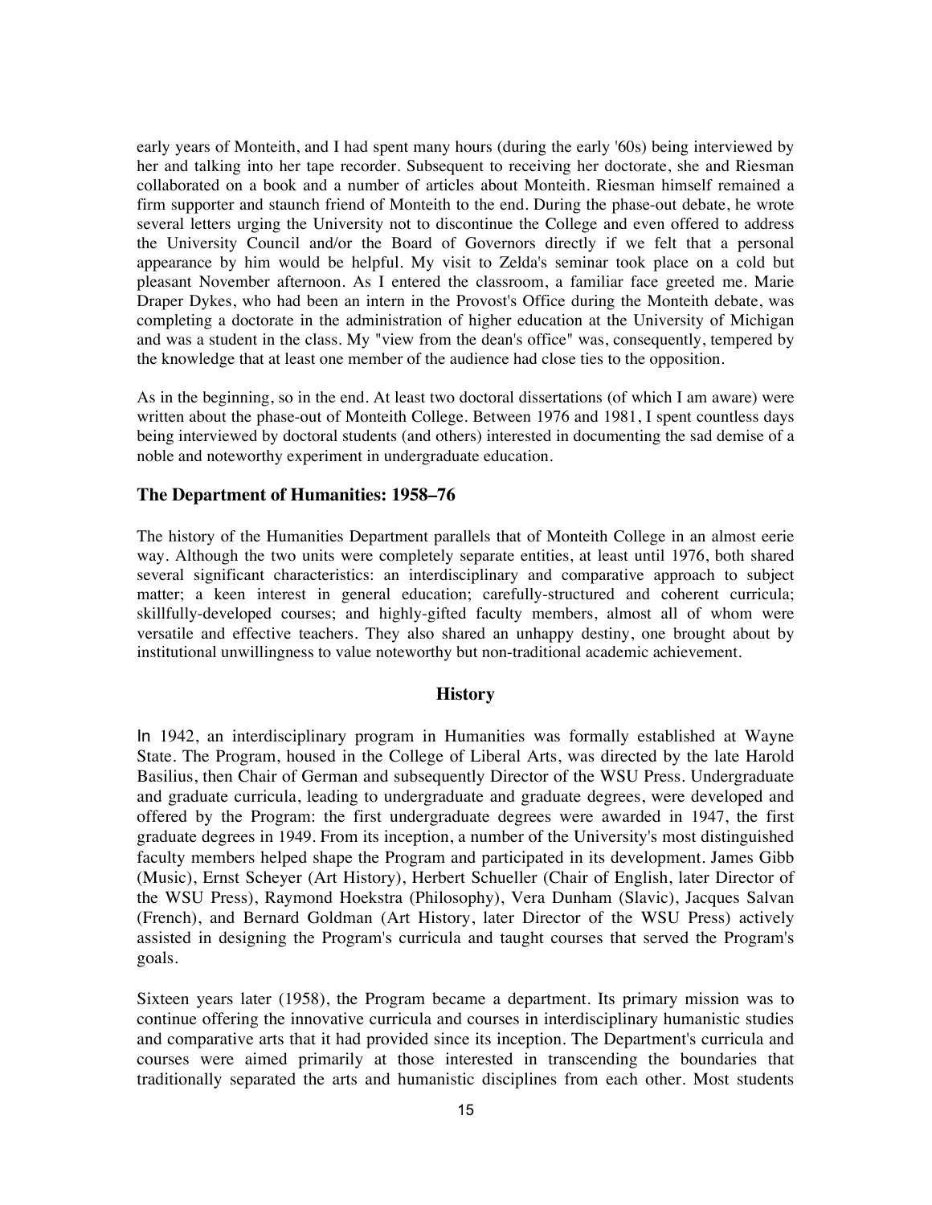early years of Monteith, and I had spent many hours (during the early '60s) being interviewed by her and talking into her tape recorder. Subsequent to receiving her doctorate, she and Riesman collaborated on a book and a number of articles about Monteith. Riesman himself remained a firm supporter and staunch friend of Monteith to the end. During the phase-out debate, he wrote several letters urging the University not to discontinue the College and even offered to address the University Council and/or the Board of Governors directly if we felt that a personal appearance by him would be helpful. My visit to Zelda's seminar took place on a cold but pleasant November afternoon. As I entered the classroom, a familiar face greeted me. Marie Draper Dykes, who had been an intern in the Provost's Office during the Monteith debate, was completing a doctorate in the administration of higher education at the University of Michigan and was a student in the class. My "view from the dean's office" was, consequently, tempered by the knowledge that at least one member of the audience had close ties to the opposition.

As in the beginning, so in the end. At least two doctoral dissertations (of which I am aware) were written about the phase-out of Monteith College. Between 1976 and 1981, I spent countless days being interviewed by doctoral students (and others) interested in documenting the sad demise of a noble and noteworthy experiment in undergraduate education.

## The Department of Humanities: 1958–76

The history of the Humanities Department parallels that of Monteith College in an almost eerie way. Although the two units were completely separate entities, at least until 1976, both shared several significant characteristics: an interdisciplinary and comparative approach to subject matter; a keen interest in general education; carefully-structured and coherent curricula; skillfully-developed courses; and highly-gifted faculty members, almost all of whom were versatile and effective teachers. They also shared an unhappy destiny, one brought about by institutional unwillingness to value noteworthy but non-traditional academic achievement.

### History

In 1942, an interdisciplinary program in Humanities was formally established at Wayne State. The Program, housed in the College of Liberal Arts, was directed by the late Harold Basilius, then Chair of German and subsequently Director of the WSU Press. Undergraduate and graduate curricula, leading to undergraduate and graduate degrees, were developed and offered by the Program: the first undergraduate degrees were awarded in 1947, the first graduate degrees in 1949. From its inception, a number of the University's most distinguished faculty members helped shape the Program and participated in its development. James Gibb (Music), Ernst Scheyer (Art History), Herbert Schueller (Chair of English, later Director of the WSU Press), Raymond Hoekstra (Philosophy), Vera Dunham (Slavic), Jacques Salvan (French), and Bernard Goldman (Art History, later Director of the WSU Press) actively assisted in designing the Program's curricula and taught courses that served the Program's goals.

Sixteen years later (1958), the Program became a department. Its primary mission was to continue offering the innovative curricula and courses in interdisciplinary humanistic studies and comparative arts that it had provided since its inception. The Department's curricula and courses were aimed primarily at those interested in transcending the boundaries that traditionally separated the arts and humanistic disciplines from each other. Most students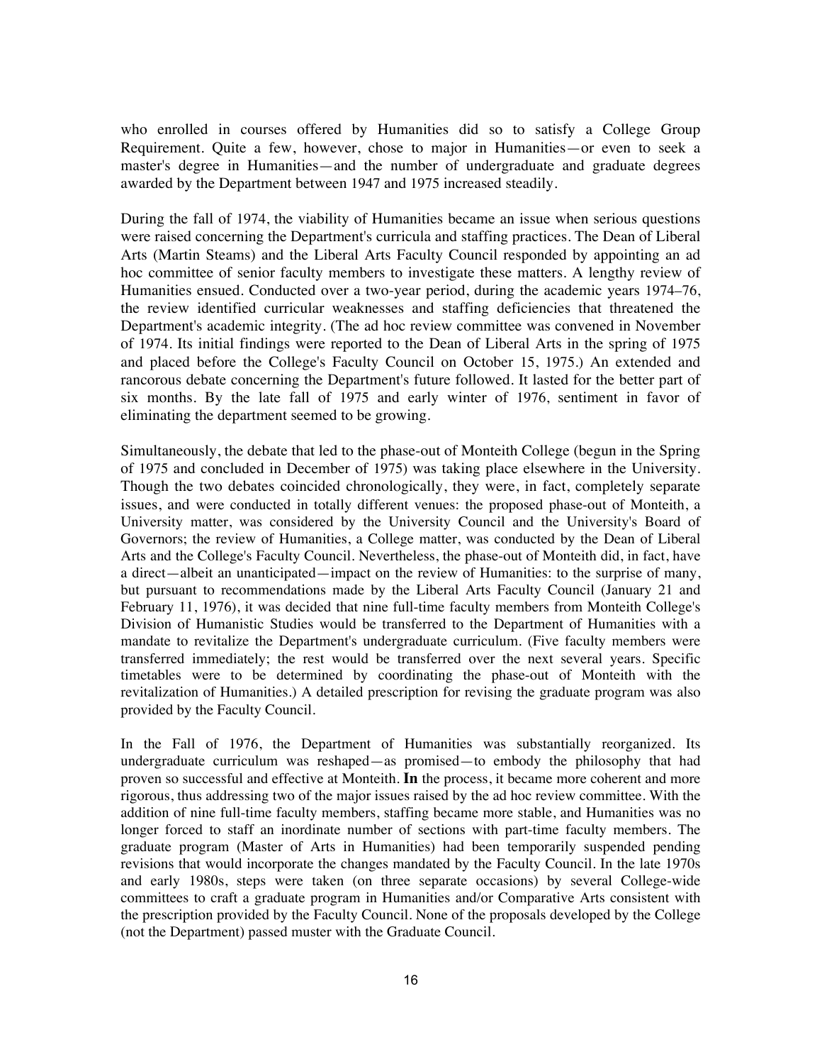who enrolled in courses offered by Humanities did so to satisfy a College Group Requirement. Quite a few, however, chose to major in Humanities—or even to seek a master's degree in Humanities—and the number of undergraduate and graduate degrees awarded by the Department between 1947 and 1975 increased steadily.

During the fall of 1974, the viability of Humanities became an issue when serious questions were raised concerning the Department's curricula and staffing practices. The Dean of Liberal Arts (Martin Steams) and the Liberal Arts Faculty Council responded by appointing an ad hoc committee of senior faculty members to investigate these matters. A lengthy review of Humanities ensued. Conducted over a two-year period, during the academic years 1974–76, the review identified curricular weaknesses and staffing deficiencies that threatened the Department's academic integrity. (The ad hoc review committee was convened in November of 1974. Its initial findings were reported to the Dean of Liberal Arts in the spring of 1975 and placed before the College's Faculty Council on October 15, 1975.) An extended and rancorous debate concerning the Department's future followed. It lasted for the better part of six months. By the late fall of 1975 and early winter of 1976, sentiment in favor of eliminating the department seemed to be growing.

Simultaneously, the debate that led to the phase-out of Monteith College (begun in the Spring of 1975 and concluded in December of 1975) was taking place elsewhere in the University. Though the two debates coincided chronologically, they were, in fact, completely separate issues, and were conducted in totally different venues: the proposed phase-out of Monteith, a University matter, was considered by the University Council and the University's Board of Governors; the review of Humanities, a College matter, was conducted by the Dean of Liberal Arts and the College's Faculty Council. Nevertheless, the phase-out of Monteith did, in fact, have a direct—albeit an unanticipated—impact on the review of Humanities: to the surprise of many, but pursuant to recommendations made by the Liberal Arts Faculty Council (January 21 and February 11, 1976), it was decided that nine full-time faculty members from Monteith College's Division of Humanistic Studies would be transferred to the Department of Humanities with a mandate to revitalize the Department's undergraduate curriculum. (Five faculty members were transferred immediately; the rest would be transferred over the next several years. Specific timetables were to be determined by coordinating the phase-out of Monteith with the revitalization of Humanities.) A detailed prescription for revising the graduate program was also provided by the Faculty Council.

In the Fall of 1976, the Department of Humanities was substantially reorganized. Its undergraduate curriculum was reshaped—as promised—to embody the philosophy that had proven so successful and effective at Monteith. **In** the process, it became more coherent and more rigorous, thus addressing two of the major issues raised by the ad hoc review committee. With the addition of nine full-time faculty members, staffing became more stable, and Humanities was no longer forced to staff an inordinate number of sections with part-time faculty members. The graduate program (Master of Arts in Humanities) had been temporarily suspended pending revisions that would incorporate the changes mandated by the Faculty Council. In the late 1970s and early 1980s, steps were taken (on three separate occasions) by several College-wide committees to craft a graduate program in Humanities and/or Comparative Arts consistent with the prescription provided by the Faculty Council. None of the proposals developed by the College (not the Department) passed muster with the Graduate Council.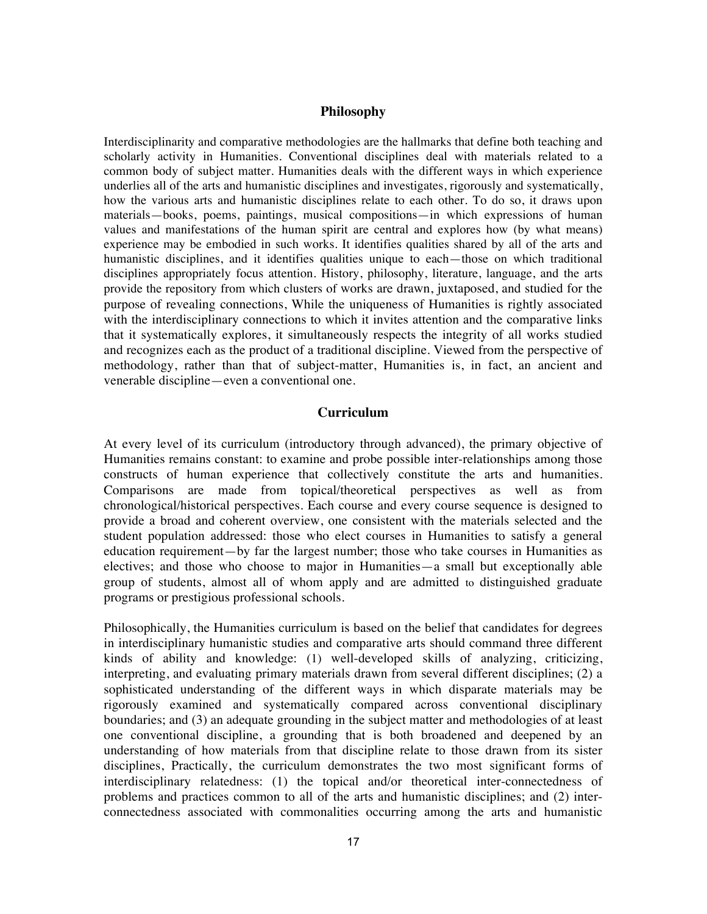## Philosophy

Interdisciplinarity and comparative methodologies are the hallmarks that define both teaching and scholarly activity in Humanities. Conventional disciplines deal with materials related to a common body of subject matter. Humanities deals with the different ways in which experience underlies all of the arts and humanistic disciplines and investigates, rigorously and systematically, how the various arts and humanistic disciplines relate to each other. To do so, it draws upon materials—books, poems, paintings, musical compositions—in which expressions of human values and manifestations of the human spirit are central and explores how (by what means) experience may be embodied in such works. It identifies qualities shared by all of the arts and humanistic disciplines, and it identifies qualities unique to each—those on which traditional disciplines appropriately focus attention. History, philosophy, literature, language, and the arts provide the repository from which clusters of works are drawn, juxtaposed, and studied for the purpose of revealing connections, While the uniqueness of Humanities is rightly associated with the interdisciplinary connections to which it invites attention and the comparative links that it systematically explores, it simultaneously respects the integrity of all works studied and recognizes each as the product of a traditional discipline. Viewed from the perspective of methodology, rather than that of subject-matter, Humanities is, in fact, an ancient and venerable discipline—even a conventional one.

## Curriculum

At every level of its curriculum (introductory through advanced), the primary objective of Humanities remains constant: to examine and probe possible inter-relationships among those constructs of human experience that collectively constitute the arts and humanities. Comparisons are made from topical/theoretical perspectives as well as from chronological/historical perspectives. Each course and every course sequence is designed to provide a broad and coherent overview, one consistent with the materials selected and the student population addressed: those who elect courses in Humanities to satisfy a general education requirement—by far the largest number; those who take courses in Humanities as electives; and those who choose to major in Humanities—a small but exceptionally able group of students, almost all of whom apply and are admitted to distinguished graduate programs or prestigious professional schools.

Philosophically, the Humanities curriculum is based on the belief that candidates for degrees in interdisciplinary humanistic studies and comparative arts should command three different kinds of ability and knowledge: (1) well-developed skills of analyzing, criticizing, interpreting, and evaluating primary materials drawn from several different disciplines; (2) a sophisticated understanding of the different ways in which disparate materials may be rigorously examined and systematically compared across conventional disciplinary boundaries; and (3) an adequate grounding in the subject matter and methodologies of at least one conventional discipline, a grounding that is both broadened and deepened by an understanding of how materials from that discipline relate to those drawn from its sister disciplines, Practically, the curriculum demonstrates the two most significant forms of interdisciplinary relatedness: (1) the topical and/or theoretical inter-connectedness of problems and practices common to all of the arts and humanistic disciplines; and (2) inter-connectedness associated with commonalities occurring among the arts and humanistic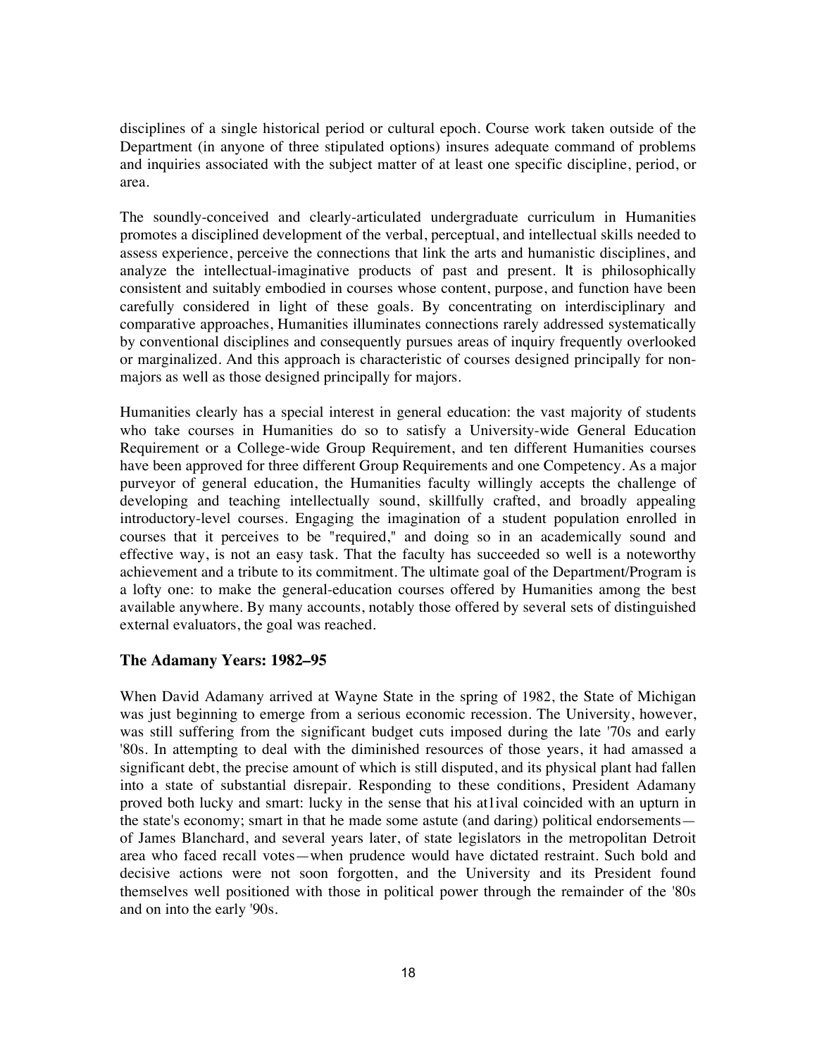disciplines of a single historical period or cultural epoch. Course work taken outside of the Department (in anyone of three stipulated options) insures adequate command of problems and inquiries associated with the subject matter of at least one specific discipline, period, or area.

The soundly-conceived and clearly-articulated undergraduate curriculum in Humanities promotes a disciplined development of the verbal, perceptual, and intellectual skills needed to assess experience, perceive the connections that link the arts and humanistic disciplines, and analyze the intellectual-imaginative products of past and present. It is philosophically consistent and suitably embodied in courses whose content, purpose, and function have been carefully considered in light of these goals. By concentrating on interdisciplinary and comparative approaches, Humanities illuminates connections rarely addressed systematically by conventional disciplines and consequently pursues areas of inquiry frequently overlooked or marginalized. And this approach is characteristic of courses designed principally for non-majors as well as those designed principally for majors.

Humanities clearly has a special interest in general education: the vast majority of students who take courses in Humanities do so to satisfy a University-wide General Education Requirement or a College-wide Group Requirement, and ten different Humanities courses have been approved for three different Group Requirements and one Competency. As a major purveyor of general education, the Humanities faculty willingly accepts the challenge of developing and teaching intellectually sound, skillfully crafted, and broadly appealing introductory-level courses. Engaging the imagination of a student population enrolled in courses that it perceives to be "required," and doing so in an academically sound and effective way, is not an easy task. That the faculty has succeeded so well is a noteworthy achievement and a tribute to its commitment. The ultimate goal of the Department/Program is a lofty one: to make the general-education courses offered by Humanities among the best available anywhere. By many accounts, notably those offered by several sets of distinguished external evaluators, the goal was reached.

### The Adamany Years: 1982–95

When David Adamany arrived at Wayne State in the spring of 1982, the State of Michigan was just beginning to emerge from a serious economic recession. The University, however, was still suffering from the significant budget cuts imposed during the late '70s and early '80s. In attempting to deal with the diminished resources of those years, it had amassed a significant debt, the precise amount of which is still disputed, and its physical plant had fallen into a state of substantial disrepair. Responding to these conditions, President Adamany proved both lucky and smart: lucky in the sense that his at1ival coincided with an upturn in the state's economy; smart in that he made some astute (and daring) political endorsements—of James Blanchard, and several years later, of state legislators in the metropolitan Detroit area who faced recall votes—when prudence would have dictated restraint. Such bold and decisive actions were not soon forgotten, and the University and its President found themselves well positioned with those in political power through the remainder of the '80s and on into the early '90s.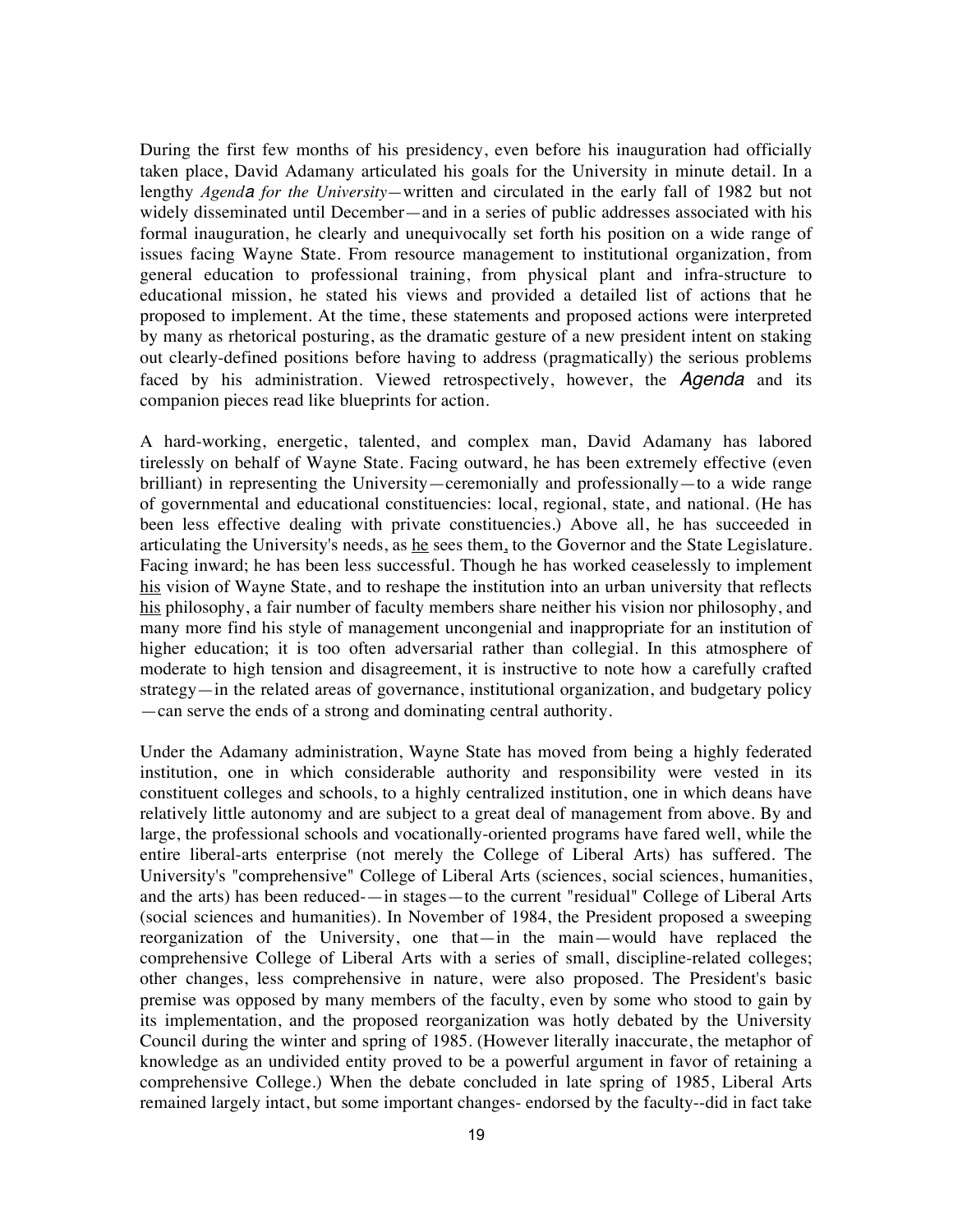During the first few months of his presidency, even before his inauguration had officially taken place, David Adamany articulated his goals for the University in minute detail. In a lengthy *Agenda for the University*—written and circulated in the early fall of 1982 but not widely disseminated until December—and in a series of public addresses associated with his formal inauguration, he clearly and unequivocally set forth his position on a wide range of issues facing Wayne State. From resource management to institutional organization, from general education to professional training, from physical plant and infra-structure to educational mission, he stated his views and provided a detailed list of actions that he proposed to implement. At the time, these statements and proposed actions were interpreted by many as rhetorical posturing, as the dramatic gesture of a new president intent on staking out clearly-defined positions before having to address (pragmatically) the serious problems faced by his administration. Viewed retrospectively, however, the *Agenda* and its companion pieces read like blueprints for action.

A hard-working, energetic, talented, and complex man, David Adamany has labored tirelessly on behalf of Wayne State. Facing outward, he has been extremely effective (even brilliant) in representing the University—ceremonially and professionally—to a wide range of governmental and educational constituencies: local, regional, state, and national. (He has been less effective dealing with private constituencies.) Above all, he has succeeded in articulating the University's needs, as <u>he</u> sees them, to the Governor and the State Legislature. Facing inward; he has been less successful. Though he has worked ceaselessly to implement <u>his</u> vision of Wayne State, and to reshape the institution into an urban university that reflects <u>his</u> philosophy, a fair number of faculty members share neither his vision nor philosophy, and many more find his style of management uncongenial and inappropriate for an institution of higher education; it is too often adversarial rather than collegial. In this atmosphere of moderate to high tension and disagreement, it is instructive to note how a carefully crafted strategy—in the related areas of governance, institutional organization, and budgetary policy—can serve the ends of a strong and dominating central authority.

Under the Adamany administration, Wayne State has moved from being a highly federated institution, one in which considerable authority and responsibility were vested in its constituent colleges and schools, to a highly centralized institution, one in which deans have relatively little autonomy and are subject to a great deal of management from above. By and large, the professional schools and vocationally-oriented programs have fared well, while the entire liberal-arts enterprise (not merely the College of Liberal Arts) has suffered. The University's "comprehensive" College of Liberal Arts (sciences, social sciences, humanities, and the arts) has been reduced-—in stages—to the current "residual" College of Liberal Arts (social sciences and humanities). In November of 1984, the President proposed a sweeping reorganization of the University, one that—in the main—would have replaced the comprehensive College of Liberal Arts with a series of small, discipline-related colleges; other changes, less comprehensive in nature, were also proposed. The President's basic premise was opposed by many members of the faculty, even by some who stood to gain by its implementation, and the proposed reorganization was hotly debated by the University Council during the winter and spring of 1985. (However literally inaccurate, the metaphor of knowledge as an undivided entity proved to be a powerful argument in favor of retaining a comprehensive College.) When the debate concluded in late spring of 1985, Liberal Arts remained largely intact, but some important changes- endorsed by the faculty--did in fact take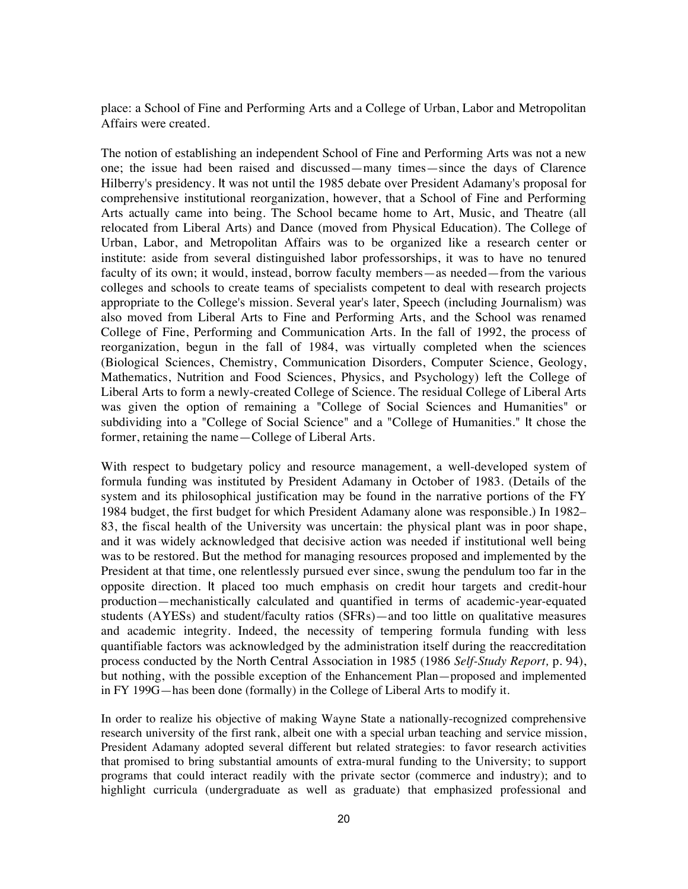place: a School of Fine and Performing Arts and a College of Urban, Labor and Metropolitan Affairs were created.

The notion of establishing an independent School of Fine and Performing Arts was not a new one; the issue had been raised and discussed—many times—since the days of Clarence Hilberry's presidency. It was not until the 1985 debate over President Adamany's proposal for comprehensive institutional reorganization, however, that a School of Fine and Performing Arts actually came into being. The School became home to Art, Music, and Theatre (all relocated from Liberal Arts) and Dance (moved from Physical Education). The College of Urban, Labor, and Metropolitan Affairs was to be organized like a research center or institute: aside from several distinguished labor professorships, it was to have no tenured faculty of its own; it would, instead, borrow faculty members—as needed—from the various colleges and schools to create teams of specialists competent to deal with research projects appropriate to the College's mission. Several year's later, Speech (including Journalism) was also moved from Liberal Arts to Fine and Performing Arts, and the School was renamed College of Fine, Performing and Communication Arts. In the fall of 1992, the process of reorganization, begun in the fall of 1984, was virtually completed when the sciences (Biological Sciences, Chemistry, Communication Disorders, Computer Science, Geology, Mathematics, Nutrition and Food Sciences, Physics, and Psychology) left the College of Liberal Arts to form a newly-created College of Science. The residual College of Liberal Arts was given the option of remaining a "College of Social Sciences and Humanities" or subdividing into a "College of Social Science" and a "College of Humanities." It chose the former, retaining the name—College of Liberal Arts.

With respect to budgetary policy and resource management, a well-developed system of formula funding was instituted by President Adamany in October of 1983. (Details of the system and its philosophical justification may be found in the narrative portions of the FY 1984 budget, the first budget for which President Adamany alone was responsible.) In 1982–83, the fiscal health of the University was uncertain: the physical plant was in poor shape, and it was widely acknowledged that decisive action was needed if institutional well being was to be restored. But the method for managing resources proposed and implemented by the President at that time, one relentlessly pursued ever since, swung the pendulum too far in the opposite direction. It placed too much emphasis on credit hour targets and credit-hour production—mechanistically calculated and quantified in terms of academic-year-equated students (AYESs) and student/faculty ratios (SFRs)—and too little on qualitative measures and academic integrity. Indeed, the necessity of tempering formula funding with less quantifiable factors was acknowledged by the administration itself during the reaccreditation process conducted by the North Central Association in 1985 (1986 *Self-Study Report,* p. 94), but nothing, with the possible exception of the Enhancement Plan—proposed and implemented in FY 199G—has been done (formally) in the College of Liberal Arts to modify it.

In order to realize his objective of making Wayne State a nationally-recognized comprehensive research university of the first rank, albeit one with a special urban teaching and service mission, President Adamany adopted several different but related strategies: to favor research activities that promised to bring substantial amounts of extra-mural funding to the University; to support programs that could interact readily with the private sector (commerce and industry); and to highlight curricula (undergraduate as well as graduate) that emphasized professional and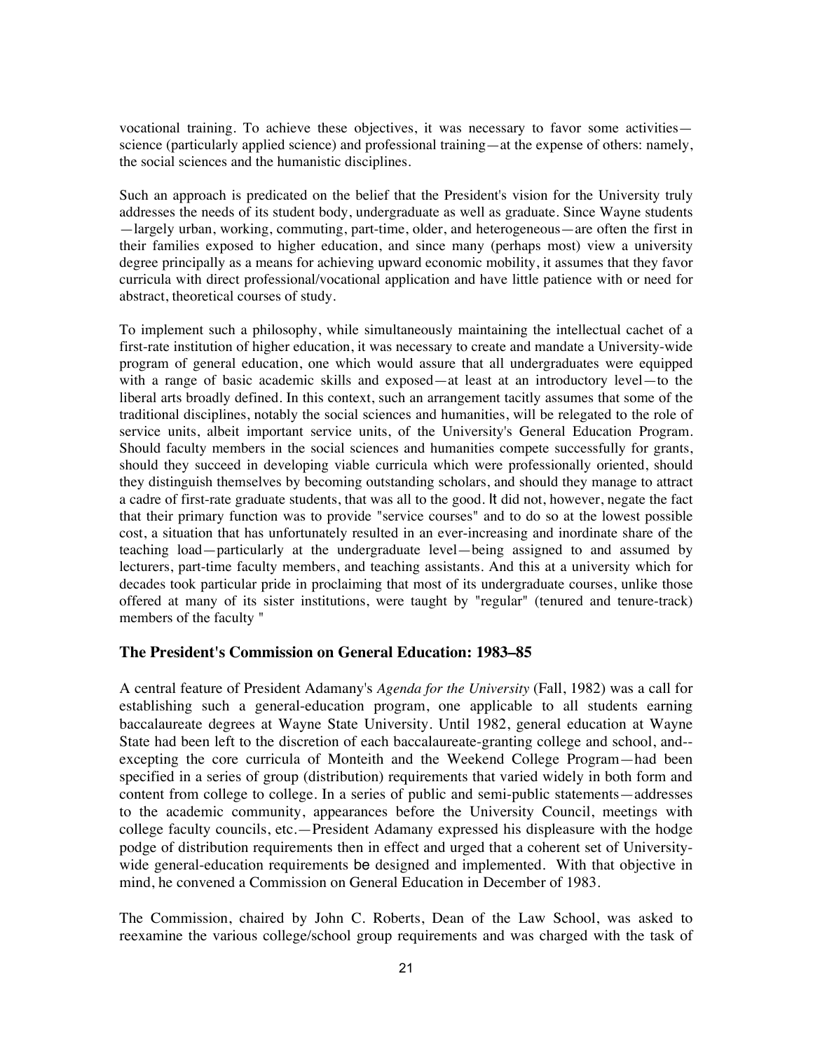vocational training. To achieve these objectives, it was necessary to favor some activities—science (particularly applied science) and professional training—at the expense of others: namely, the social sciences and the humanistic disciplines.

Such an approach is predicated on the belief that the President's vision for the University truly addresses the needs of its student body, undergraduate as well as graduate. Since Wayne students—largely urban, working, commuting, part-time, older, and heterogeneous—are often the first in their families exposed to higher education, and since many (perhaps most) view a university degree principally as a means for achieving upward economic mobility, it assumes that they favor curricula with direct professional/vocational application and have little patience with or need for abstract, theoretical courses of study.

To implement such a philosophy, while simultaneously maintaining the intellectual cachet of a first-rate institution of higher education, it was necessary to create and mandate a University-wide program of general education, one which would assure that all undergraduates were equipped with a range of basic academic skills and exposed—at least at an introductory level—to the liberal arts broadly defined. In this context, such an arrangement tacitly assumes that some of the traditional disciplines, notably the social sciences and humanities, will be relegated to the role of service units, albeit important service units, of the University's General Education Program. Should faculty members in the social sciences and humanities compete successfully for grants, should they succeed in developing viable curricula which were professionally oriented, should they distinguish themselves by becoming outstanding scholars, and should they manage to attract a cadre of first-rate graduate students, that was all to the good. It did not, however, negate the fact that their primary function was to provide "service courses" and to do so at the lowest possible cost, a situation that has unfortunately resulted in an ever-increasing and inordinate share of the teaching load—particularly at the undergraduate level—being assigned to and assumed by lecturers, part-time faculty members, and teaching assistants. And this at a university which for decades took particular pride in proclaiming that most of its undergraduate courses, unlike those offered at many of its sister institutions, were taught by "regular" (tenured and tenure-track) members of the faculty "

### The President's Commission on General Education: 1983–85

A central feature of President Adamany's *Agenda for the University* (Fall, 1982) was a call for establishing such a general-education program, one applicable to all students earning baccalaureate degrees at Wayne State University. Until 1982, general education at Wayne State had been left to the discretion of each baccalaureate-granting college and school, and--excepting the core curricula of Monteith and the Weekend College Program—had been specified in a series of group (distribution) requirements that varied widely in both form and content from college to college. In a series of public and semi-public statements—addresses to the academic community, appearances before the University Council, meetings with college faculty councils, etc.—President Adamany expressed his displeasure with the hodge podge of distribution requirements then in effect and urged that a coherent set of University-wide general-education requirements be designed and implemented. With that objective in mind, he convened a Commission on General Education in December of 1983.

The Commission, chaired by John C. Roberts, Dean of the Law School, was asked to reexamine the various college/school group requirements and was charged with the task of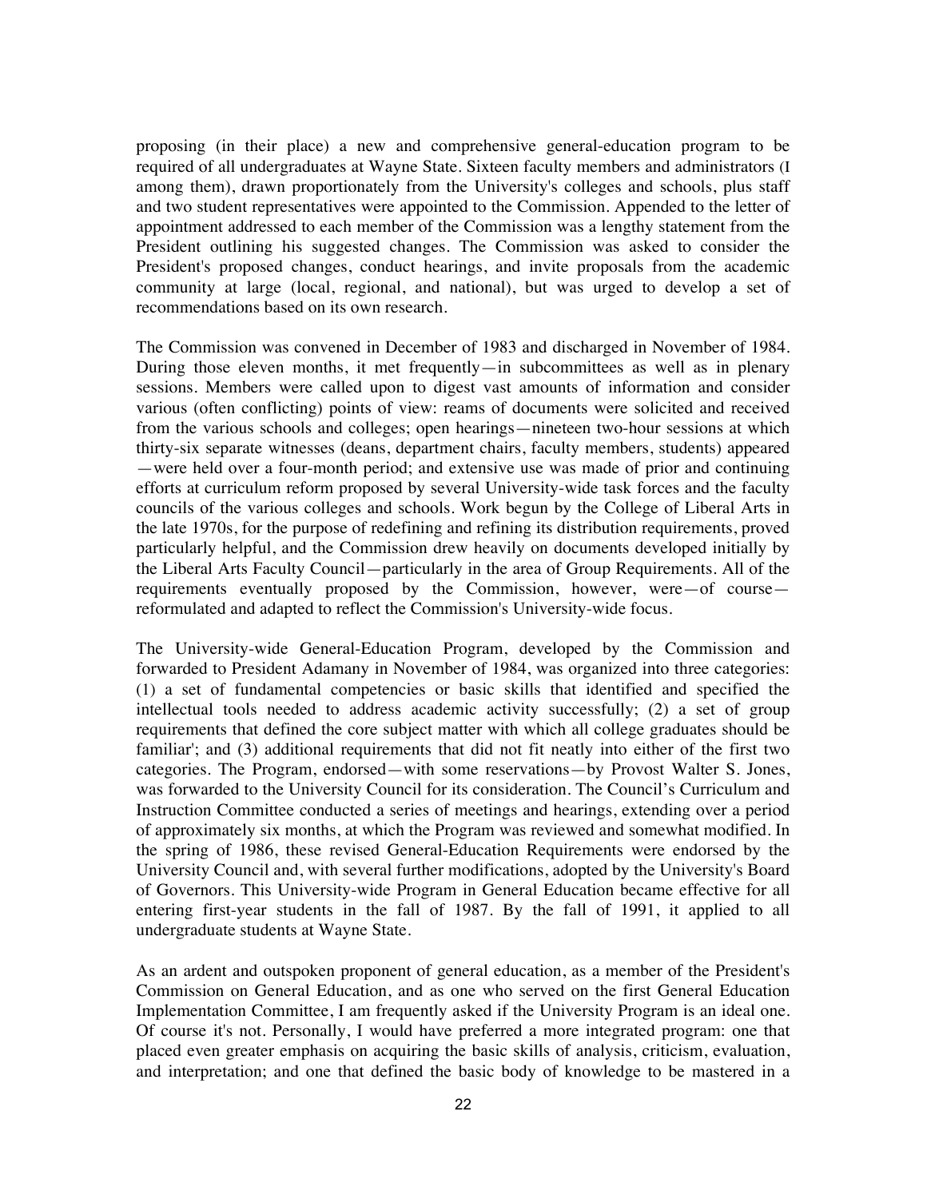proposing (in their place) a new and comprehensive general-education program to be required of all undergraduates at Wayne State. Sixteen faculty members and administrators (I among them), drawn proportionately from the University's colleges and schools, plus staff and two student representatives were appointed to the Commission. Appended to the letter of appointment addressed to each member of the Commission was a lengthy statement from the President outlining his suggested changes. The Commission was asked to consider the President's proposed changes, conduct hearings, and invite proposals from the academic community at large (local, regional, and national), but was urged to develop a set of recommendations based on its own research.

The Commission was convened in December of 1983 and discharged in November of 1984. During those eleven months, it met frequently—in subcommittees as well as in plenary sessions. Members were called upon to digest vast amounts of information and consider various (often conflicting) points of view: reams of documents were solicited and received from the various schools and colleges; open hearings—nineteen two-hour sessions at which thirty-six separate witnesses (deans, department chairs, faculty members, students) appeared—were held over a four-month period; and extensive use was made of prior and continuing efforts at curriculum reform proposed by several University-wide task forces and the faculty councils of the various colleges and schools. Work begun by the College of Liberal Arts in the late 1970s, for the purpose of redefining and refining its distribution requirements, proved particularly helpful, and the Commission drew heavily on documents developed initially by the Liberal Arts Faculty Council—particularly in the area of Group Requirements. All of the requirements eventually proposed by the Commission, however, were—of course—reformulated and adapted to reflect the Commission's University-wide focus.

The University-wide General-Education Program, developed by the Commission and forwarded to President Adamany in November of 1984, was organized into three categories: (1) a set of fundamental competencies or basic skills that identified and specified the intellectual tools needed to address academic activity successfully; (2) a set of group requirements that defined the core subject matter with which all college graduates should be familiar'; and (3) additional requirements that did not fit neatly into either of the first two categories. The Program, endorsed—with some reservations—by Provost Walter S. Jones, was forwarded to the University Council for its consideration. The Council's Curriculum and Instruction Committee conducted a series of meetings and hearings, extending over a period of approximately six months, at which the Program was reviewed and somewhat modified. In the spring of 1986, these revised General-Education Requirements were endorsed by the University Council and, with several further modifications, adopted by the University's Board of Governors. This University-wide Program in General Education became effective for all entering first-year students in the fall of 1987. By the fall of 1991, it applied to all undergraduate students at Wayne State.

As an ardent and outspoken proponent of general education, as a member of the President's Commission on General Education, and as one who served on the first General Education Implementation Committee, I am frequently asked if the University Program is an ideal one. Of course it's not. Personally, I would have preferred a more integrated program: one that placed even greater emphasis on acquiring the basic skills of analysis, criticism, evaluation, and interpretation; and one that defined the basic body of knowledge to be mastered in a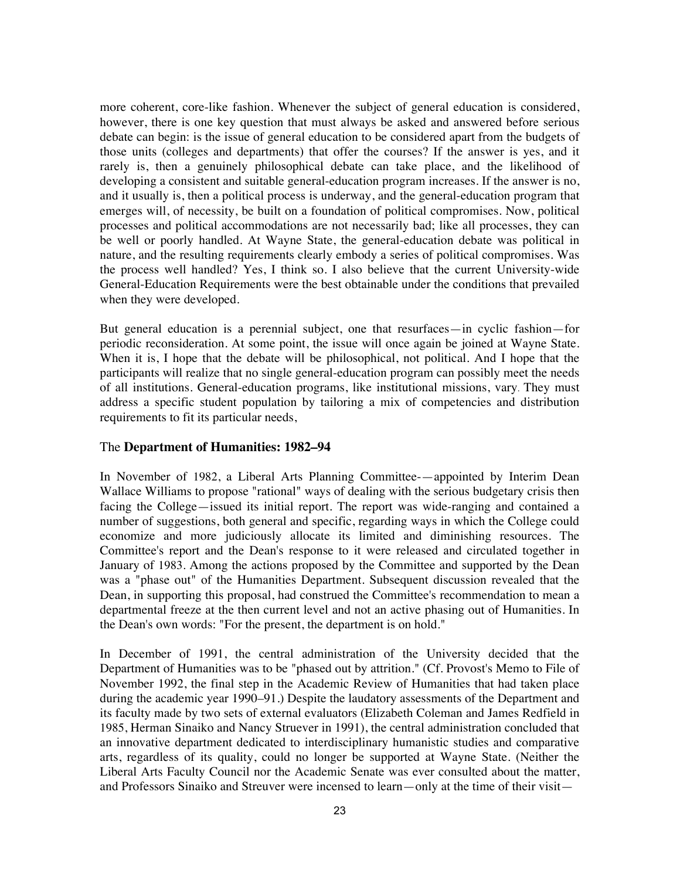more coherent, core-like fashion. Whenever the subject of general education is considered, however, there is one key question that must always be asked and answered before serious debate can begin: is the issue of general education to be considered apart from the budgets of those units (colleges and departments) that offer the courses? If the answer is yes, and it rarely is, then a genuinely philosophical debate can take place, and the likelihood of developing a consistent and suitable general-education program increases. If the answer is no, and it usually is, then a political process is underway, and the general-education program that emerges will, of necessity, be built on a foundation of political compromises. Now, political processes and political accommodations are not necessarily bad; like all processes, they can be well or poorly handled. At Wayne State, the general-education debate was political in nature, and the resulting requirements clearly embody a series of political compromises. Was the process well handled? Yes, I think so. I also believe that the current University-wide General-Education Requirements were the best obtainable under the conditions that prevailed when they were developed.

But general education is a perennial subject, one that resurfaces—in cyclic fashion—for periodic reconsideration. At some point, the issue will once again be joined at Wayne State. When it is, I hope that the debate will be philosophical, not political. And I hope that the participants will realize that no single general-education program can possibly meet the needs of all institutions. General-education programs, like institutional missions, vary. They must address a specific student population by tailoring a mix of competencies and distribution requirements to fit its particular needs,

## The **Department of Humanities: 1982–94**

In November of 1982, a Liberal Arts Planning Committee-—appointed by Interim Dean Wallace Williams to propose "rational" ways of dealing with the serious budgetary crisis then facing the College—issued its initial report. The report was wide-ranging and contained a number of suggestions, both general and specific, regarding ways in which the College could economize and more judiciously allocate its limited and diminishing resources. The Committee's report and the Dean's response to it were released and circulated together in January of 1983. Among the actions proposed by the Committee and supported by the Dean was a "phase out" of the Humanities Department. Subsequent discussion revealed that the Dean, in supporting this proposal, had construed the Committee's recommendation to mean a departmental freeze at the then current level and not an active phasing out of Humanities. In the Dean's own words: "For the present, the department is on hold."

In December of 1991, the central administration of the University decided that the Department of Humanities was to be "phased out by attrition." (Cf. Provost's Memo to File of November 1992, the final step in the Academic Review of Humanities that had taken place during the academic year 1990–91.) Despite the laudatory assessments of the Department and its faculty made by two sets of external evaluators (Elizabeth Coleman and James Redfield in 1985, Herman Sinaiko and Nancy Struever in 1991), the central administration concluded that an innovative department dedicated to interdisciplinary humanistic studies and comparative arts, regardless of its quality, could no longer be supported at Wayne State. (Neither the Liberal Arts Faculty Council nor the Academic Senate was ever consulted about the matter, and Professors Sinaiko and Streuver were incensed to learn—only at the time of their visit—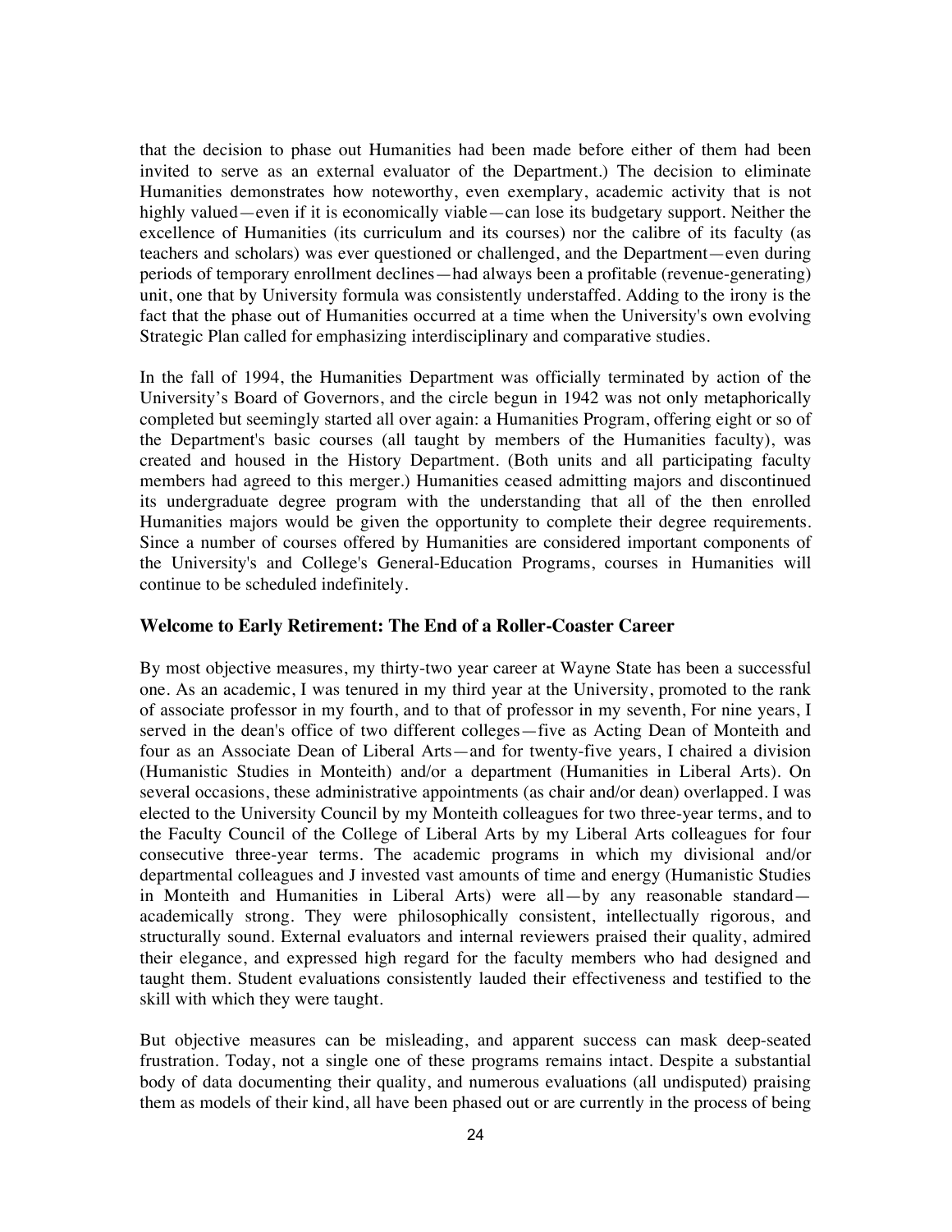that the decision to phase out Humanities had been made before either of them had been invited to serve as an external evaluator of the Department.) The decision to eliminate Humanities demonstrates how noteworthy, even exemplary, academic activity that is not highly valued—even if it is economically viable—can lose its budgetary support. Neither the excellence of Humanities (its curriculum and its courses) nor the calibre of its faculty (as teachers and scholars) was ever questioned or challenged, and the Department—even during periods of temporary enrollment declines—had always been a profitable (revenue-generating) unit, one that by University formula was consistently understaffed. Adding to the irony is the fact that the phase out of Humanities occurred at a time when the University's own evolving Strategic Plan called for emphasizing interdisciplinary and comparative studies.

In the fall of 1994, the Humanities Department was officially terminated by action of the University's Board of Governors, and the circle begun in 1942 was not only metaphorically completed but seemingly started all over again: a Humanities Program, offering eight or so of the Department's basic courses (all taught by members of the Humanities faculty), was created and housed in the History Department. (Both units and all participating faculty members had agreed to this merger.) Humanities ceased admitting majors and discontinued its undergraduate degree program with the understanding that all of the then enrolled Humanities majors would be given the opportunity to complete their degree requirements. Since a number of courses offered by Humanities are considered important components of the University's and College's General-Education Programs, courses in Humanities will continue to be scheduled indefinitely.

### Welcome to Early Retirement: The End of a Roller-Coaster Career

By most objective measures, my thirty-two year career at Wayne State has been a successful one. As an academic, I was tenured in my third year at the University, promoted to the rank of associate professor in my fourth, and to that of professor in my seventh, For nine years, I served in the dean's office of two different colleges—five as Acting Dean of Monteith and four as an Associate Dean of Liberal Arts—and for twenty-five years, I chaired a division (Humanistic Studies in Monteith) and/or a department (Humanities in Liberal Arts). On several occasions, these administrative appointments (as chair and/or dean) overlapped. I was elected to the University Council by my Monteith colleagues for two three-year terms, and to the Faculty Council of the College of Liberal Arts by my Liberal Arts colleagues for four consecutive three-year terms. The academic programs in which my divisional and/or departmental colleagues and J invested vast amounts of time and energy (Humanistic Studies in Monteith and Humanities in Liberal Arts) were all—by any reasonable standard—academically strong. They were philosophically consistent, intellectually rigorous, and structurally sound. External evaluators and internal reviewers praised their quality, admired their elegance, and expressed high regard for the faculty members who had designed and taught them. Student evaluations consistently lauded their effectiveness and testified to the skill with which they were taught.

But objective measures can be misleading, and apparent success can mask deep-seated frustration. Today, not a single one of these programs remains intact. Despite a substantial body of data documenting their quality, and numerous evaluations (all undisputed) praising them as models of their kind, all have been phased out or are currently in the process of being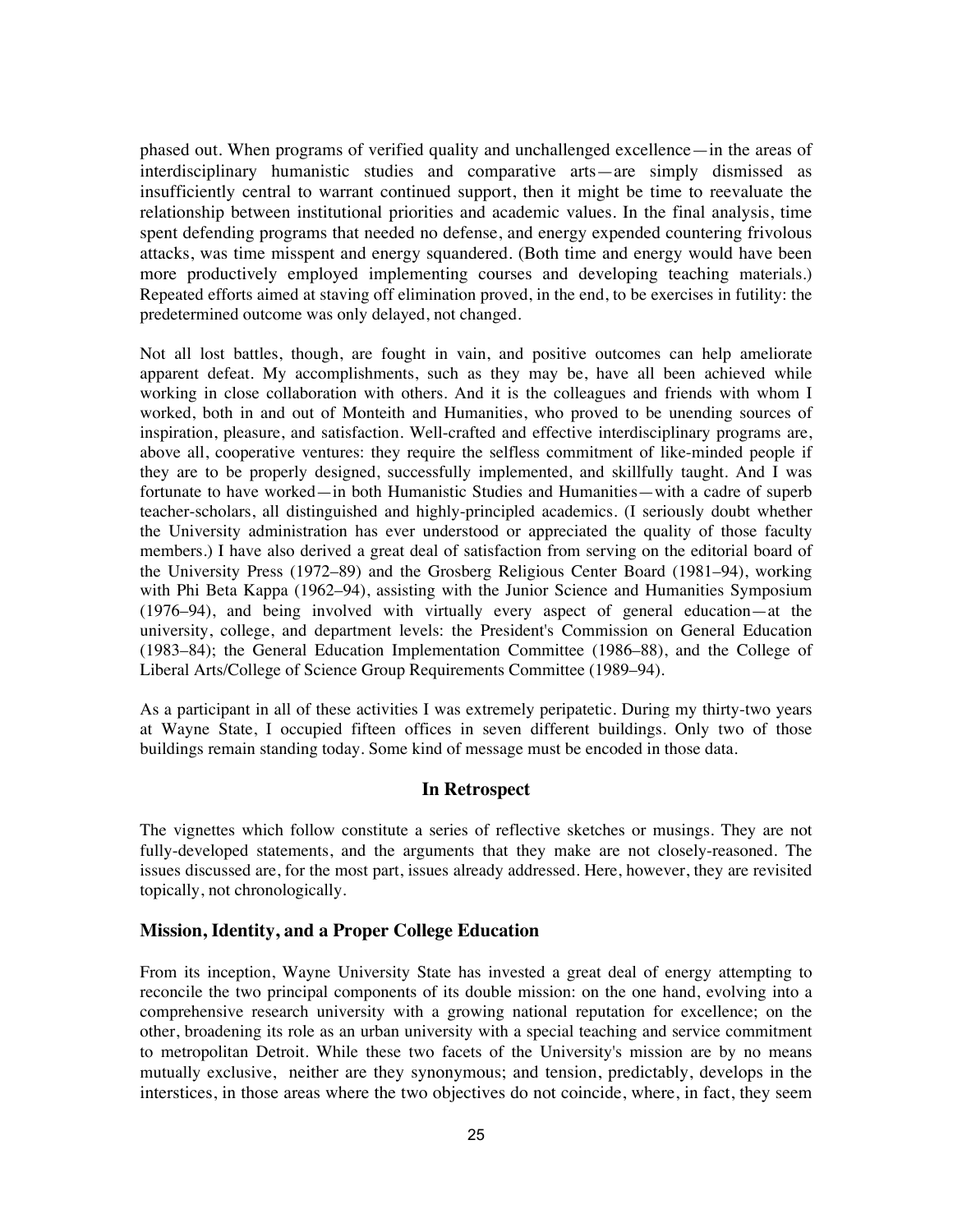phased out. When programs of verified quality and unchallenged excellence—in the areas of interdisciplinary humanistic studies and comparative arts—are simply dismissed as insufficiently central to warrant continued support, then it might be time to reevaluate the relationship between institutional priorities and academic values. In the final analysis, time spent defending programs that needed no defense, and energy expended countering frivolous attacks, was time misspent and energy squandered. (Both time and energy would have been more productively employed implementing courses and developing teaching materials.) Repeated efforts aimed at staving off elimination proved, in the end, to be exercises in futility: the predetermined outcome was only delayed, not changed.

Not all lost battles, though, are fought in vain, and positive outcomes can help ameliorate apparent defeat. My accomplishments, such as they may be, have all been achieved while working in close collaboration with others. And it is the colleagues and friends with whom I worked, both in and out of Monteith and Humanities, who proved to be unending sources of inspiration, pleasure, and satisfaction. Well-crafted and effective interdisciplinary programs are, above all, cooperative ventures: they require the selfless commitment of like-minded people if they are to be properly designed, successfully implemented, and skillfully taught. And I was fortunate to have worked—in both Humanistic Studies and Humanities—with a cadre of superb teacher-scholars, all distinguished and highly-principled academics. (I seriously doubt whether the University administration has ever understood or appreciated the quality of those faculty members.) I have also derived a great deal of satisfaction from serving on the editorial board of the University Press (1972–89) and the Grosberg Religious Center Board (1981–94), working with Phi Beta Kappa (1962–94), assisting with the Junior Science and Humanities Symposium (1976–94), and being involved with virtually every aspect of general education—at the university, college, and department levels: the President's Commission on General Education (1983–84); the General Education Implementation Committee (1986–88), and the College of Liberal Arts/College of Science Group Requirements Committee (1989–94).

As a participant in all of these activities I was extremely peripatetic. During my thirty-two years at Wayne State, I occupied fifteen offices in seven different buildings. Only two of those buildings remain standing today. Some kind of message must be encoded in those data.

## In Retrospect

The vignettes which follow constitute a series of reflective sketches or musings. They are not fully-developed statements, and the arguments that they make are not closely-reasoned. The issues discussed are, for the most part, issues already addressed. Here, however, they are revisited topically, not chronologically.

### Mission, Identity, and a Proper College Education

From its inception, Wayne University State has invested a great deal of energy attempting to reconcile the two principal components of its double mission: on the one hand, evolving into a comprehensive research university with a growing national reputation for excellence; on the other, broadening its role as an urban university with a special teaching and service commitment to metropolitan Detroit. While these two facets of the University's mission are by no means mutually exclusive, neither are they synonymous; and tension, predictably, develops in the interstices, in those areas where the two objectives do not coincide, where, in fact, they seem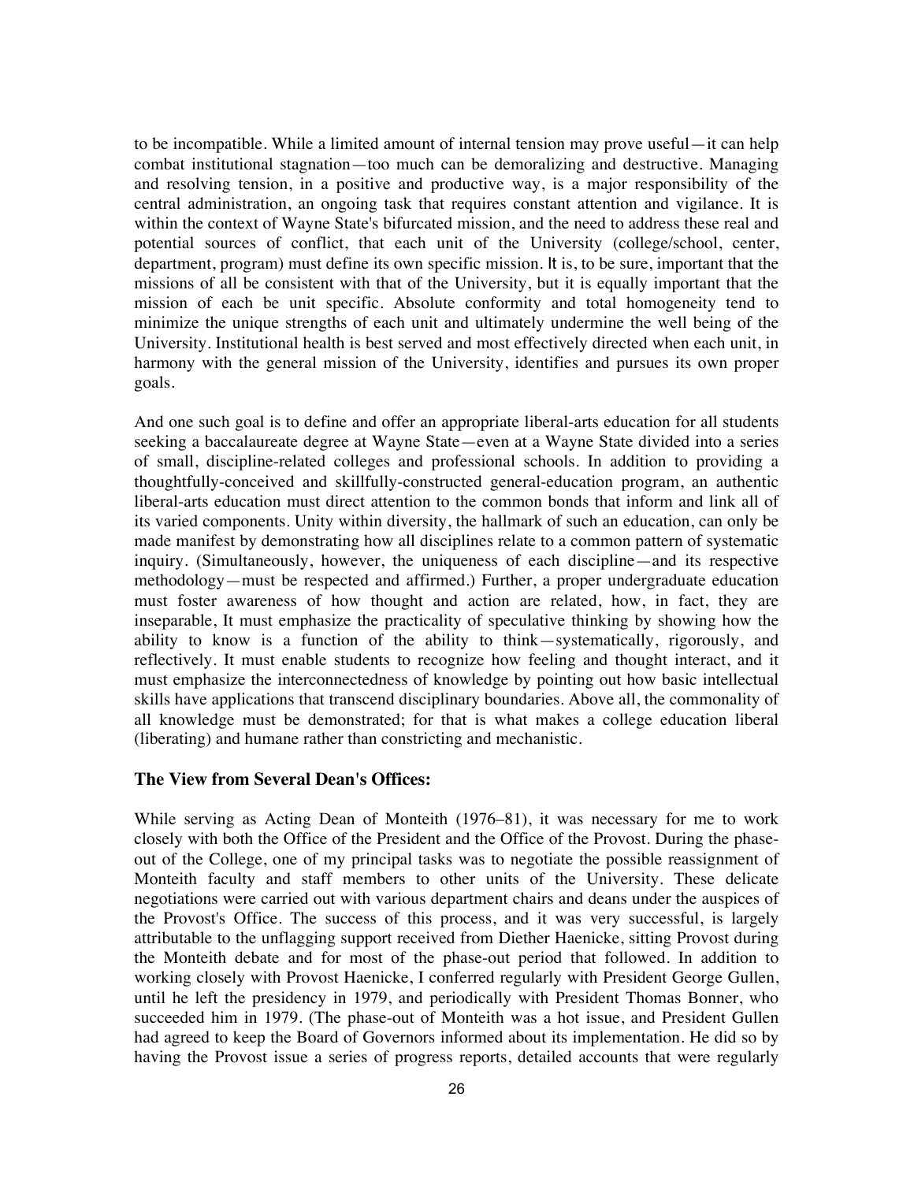to be incompatible. While a limited amount of internal tension may prove useful—it can help combat institutional stagnation—too much can be demoralizing and destructive. Managing and resolving tension, in a positive and productive way, is a major responsibility of the central administration, an ongoing task that requires constant attention and vigilance. It is within the context of Wayne State's bifurcated mission, and the need to address these real and potential sources of conflict, that each unit of the University (college/school, center, department, program) must define its own specific mission. It is, to be sure, important that the missions of all be consistent with that of the University, but it is equally important that the mission of each be unit specific. Absolute conformity and total homogeneity tend to minimize the unique strengths of each unit and ultimately undermine the well being of the University. Institutional health is best served and most effectively directed when each unit, in harmony with the general mission of the University, identifies and pursues its own proper goals.

And one such goal is to define and offer an appropriate liberal-arts education for all students seeking a baccalaureate degree at Wayne State—even at a Wayne State divided into a series of small, discipline-related colleges and professional schools. In addition to providing a thoughtfully-conceived and skillfully-constructed general-education program, an authentic liberal-arts education must direct attention to the common bonds that inform and link all of its varied components. Unity within diversity, the hallmark of such an education, can only be made manifest by demonstrating how all disciplines relate to a common pattern of systematic inquiry. (Simultaneously, however, the uniqueness of each discipline—and its respective methodology—must be respected and affirmed.) Further, a proper undergraduate education must foster awareness of how thought and action are related, how, in fact, they are inseparable, It must emphasize the practicality of speculative thinking by showing how the ability to know is a function of the ability to think—systematically, rigorously, and reflectively. It must enable students to recognize how feeling and thought interact, and it must emphasize the interconnectedness of knowledge by pointing out how basic intellectual skills have applications that transcend disciplinary boundaries. Above all, the commonality of all knowledge must be demonstrated; for that is what makes a college education liberal (liberating) and humane rather than constricting and mechanistic.

### The View from Several Dean's Offices:

While serving as Acting Dean of Monteith (1976–81), it was necessary for me to work closely with both the Office of the President and the Office of the Provost. During the phase-out of the College, one of my principal tasks was to negotiate the possible reassignment of Monteith faculty and staff members to other units of the University. These delicate negotiations were carried out with various department chairs and deans under the auspices of the Provost's Office. The success of this process, and it was very successful, is largely attributable to the unflagging support received from Diether Haenicke, sitting Provost during the Monteith debate and for most of the phase-out period that followed. In addition to working closely with Provost Haenicke, I conferred regularly with President George Gullen, until he left the presidency in 1979, and periodically with President Thomas Bonner, who succeeded him in 1979. (The phase-out of Monteith was a hot issue, and President Gullen had agreed to keep the Board of Governors informed about its implementation. He did so by having the Provost issue a series of progress reports, detailed accounts that were regularly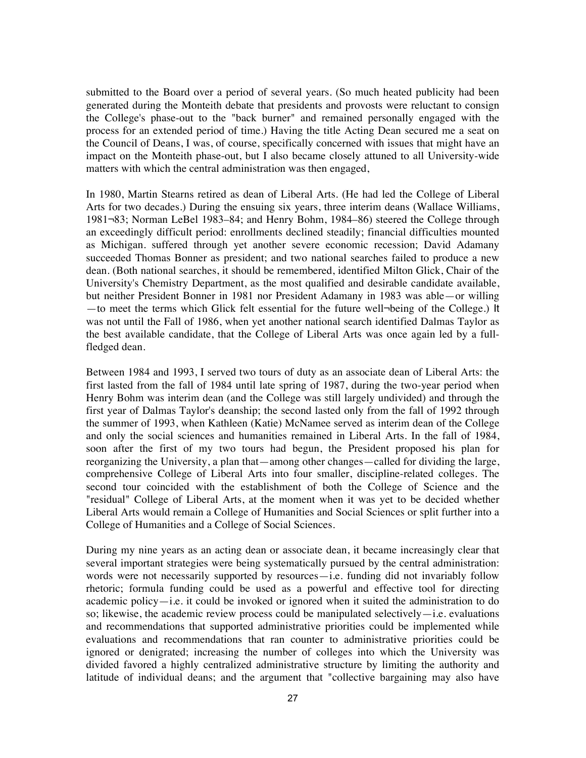submitted to the Board over a period of several years. (So much heated publicity had been generated during the Monteith debate that presidents and provosts were reluctant to consign the College's phase-out to the "back burner" and remained personally engaged with the process for an extended period of time.) Having the title Acting Dean secured me a seat on the Council of Deans, I was, of course, specifically concerned with issues that might have an impact on the Monteith phase-out, but I also became closely attuned to all University-wide matters with which the central administration was then engaged,

In 1980, Martin Stearns retired as dean of Liberal Arts. (He had led the College of Liberal Arts for two decades.) During the ensuing six years, three interim deans (Wallace Williams, 1981¬83; Norman LeBel 1983–84; and Henry Bohm, 1984–86) steered the College through an exceedingly difficult period: enrollments declined steadily; financial difficulties mounted as Michigan. suffered through yet another severe economic recession; David Adamany succeeded Thomas Bonner as president; and two national searches failed to produce a new dean. (Both national searches, it should be remembered, identified Milton Glick, Chair of the University's Chemistry Department, as the most qualified and desirable candidate available, but neither President Bonner in 1981 nor President Adamany in 1983 was able—or willing—to meet the terms which Glick felt essential for the future well¬being of the College.) It was not until the Fall of 1986, when yet another national search identified Dalmas Taylor as the best available candidate, that the College of Liberal Arts was once again led by a full-fledged dean.

Between 1984 and 1993, I served two tours of duty as an associate dean of Liberal Arts: the first lasted from the fall of 1984 until late spring of 1987, during the two-year period when Henry Bohm was interim dean (and the College was still largely undivided) and through the first year of Dalmas Taylor's deanship; the second lasted only from the fall of 1992 through the summer of 1993, when Kathleen (Katie) McNamee served as interim dean of the College and only the social sciences and humanities remained in Liberal Arts. In the fall of 1984, soon after the first of my two tours had begun, the President proposed his plan for reorganizing the University, a plan that—among other changes—called for dividing the large, comprehensive College of Liberal Arts into four smaller, discipline-related colleges. The second tour coincided with the establishment of both the College of Science and the "residual" College of Liberal Arts, at the moment when it was yet to be decided whether Liberal Arts would remain a College of Humanities and Social Sciences or split further into a College of Humanities and a College of Social Sciences.

During my nine years as an acting dean or associate dean, it became increasingly clear that several important strategies were being systematically pursued by the central administration: words were not necessarily supported by resources—i.e. funding did not invariably follow rhetoric; formula funding could be used as a powerful and effective tool for directing academic policy—i.e. it could be invoked or ignored when it suited the administration to do so; likewise, the academic review process could be manipulated selectively—i.e. evaluations and recommendations that supported administrative priorities could be implemented while evaluations and recommendations that ran counter to administrative priorities could be ignored or denigrated; increasing the number of colleges into which the University was divided favored a highly centralized administrative structure by limiting the authority and latitude of individual deans; and the argument that "collective bargaining may also have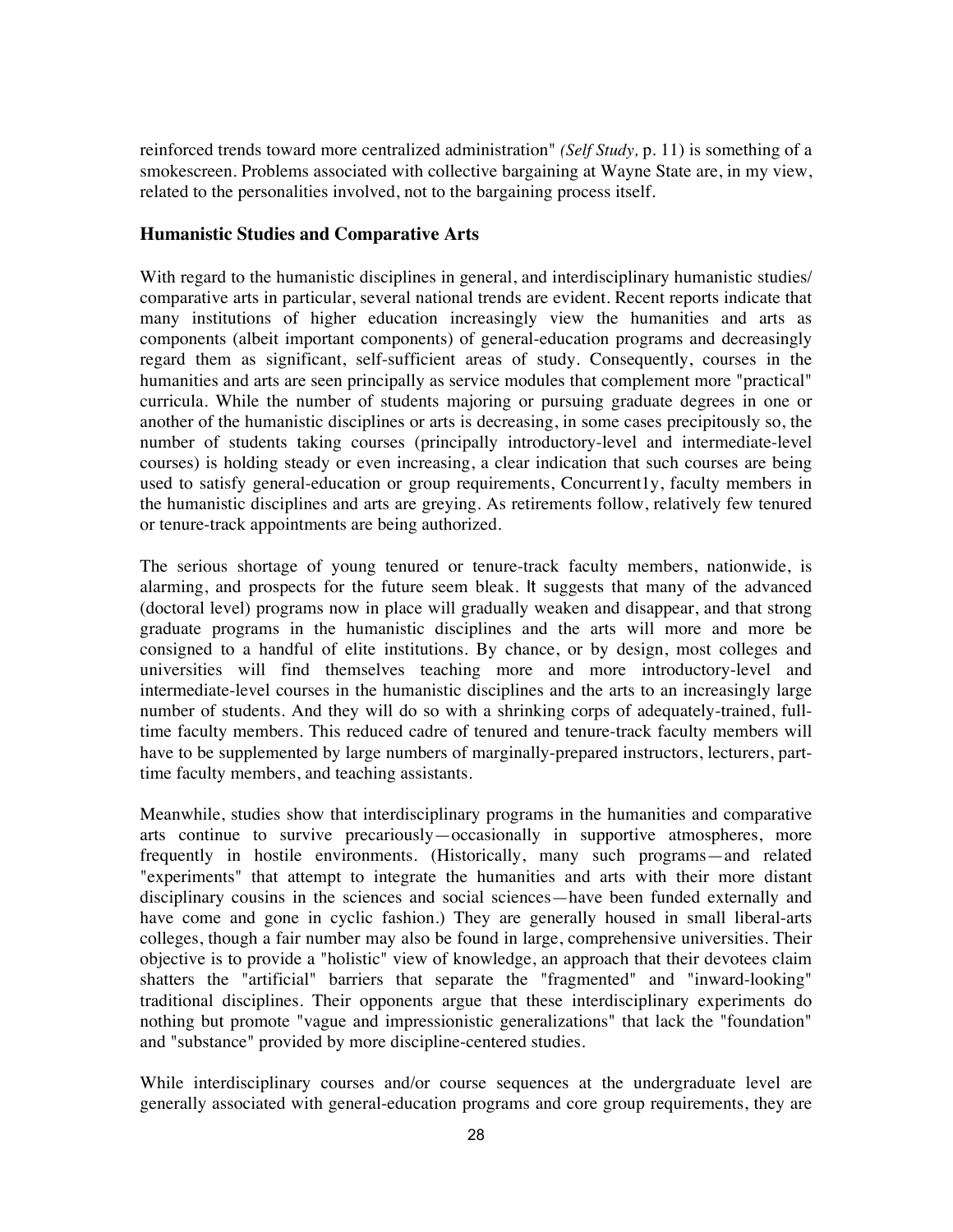reinforced trends toward more centralized administration" *(Self Study,* p. 11) is something of a smokescreen. Problems associated with collective bargaining at Wayne State are, in my view, related to the personalities involved, not to the bargaining process itself.

### Humanistic Studies and Comparative Arts

With regard to the humanistic disciplines in general, and interdisciplinary humanistic studies/ comparative arts in particular, several national trends are evident. Recent reports indicate that many institutions of higher education increasingly view the humanities and arts as components (albeit important components) of general-education programs and decreasingly regard them as significant, self-sufficient areas of study. Consequently, courses in the humanities and arts are seen principally as service modules that complement more "practical" curricula. While the number of students majoring or pursuing graduate degrees in one or another of the humanistic disciplines or arts is decreasing, in some cases precipitously so, the number of students taking courses (principally introductory-level and intermediate-level courses) is holding steady or even increasing, a clear indication that such courses are being used to satisfy general-education or group requirements, Concurrent1y, faculty members in the humanistic disciplines and arts are greying. As retirements follow, relatively few tenured or tenure-track appointments are being authorized.

The serious shortage of young tenured or tenure-track faculty members, nationwide, is alarming, and prospects for the future seem bleak. It suggests that many of the advanced (doctoral level) programs now in place will gradually weaken and disappear, and that strong graduate programs in the humanistic disciplines and the arts will more and more be consigned to a handful of elite institutions. By chance, or by design, most colleges and universities will find themselves teaching more and more introductory-level and intermediate-level courses in the humanistic disciplines and the arts to an increasingly large number of students. And they will do so with a shrinking corps of adequately-trained, full-time faculty members. This reduced cadre of tenured and tenure-track faculty members will have to be supplemented by large numbers of marginally-prepared instructors, lecturers, part-time faculty members, and teaching assistants.

Meanwhile, studies show that interdisciplinary programs in the humanities and comparative arts continue to survive precariously—occasionally in supportive atmospheres, more frequently in hostile environments. (Historically, many such programs—and related "experiments" that attempt to integrate the humanities and arts with their more distant disciplinary cousins in the sciences and social sciences—have been funded externally and have come and gone in cyclic fashion.) They are generally housed in small liberal-arts colleges, though a fair number may also be found in large, comprehensive universities. Their objective is to provide a "holistic" view of knowledge, an approach that their devotees claim shatters the "artificial" barriers that separate the "fragmented" and "inward-looking" traditional disciplines. Their opponents argue that these interdisciplinary experiments do nothing but promote "vague and impressionistic generalizations" that lack the "foundation" and "substance" provided by more discipline-centered studies.

While interdisciplinary courses and/or course sequences at the undergraduate level are generally associated with general-education programs and core group requirements, they are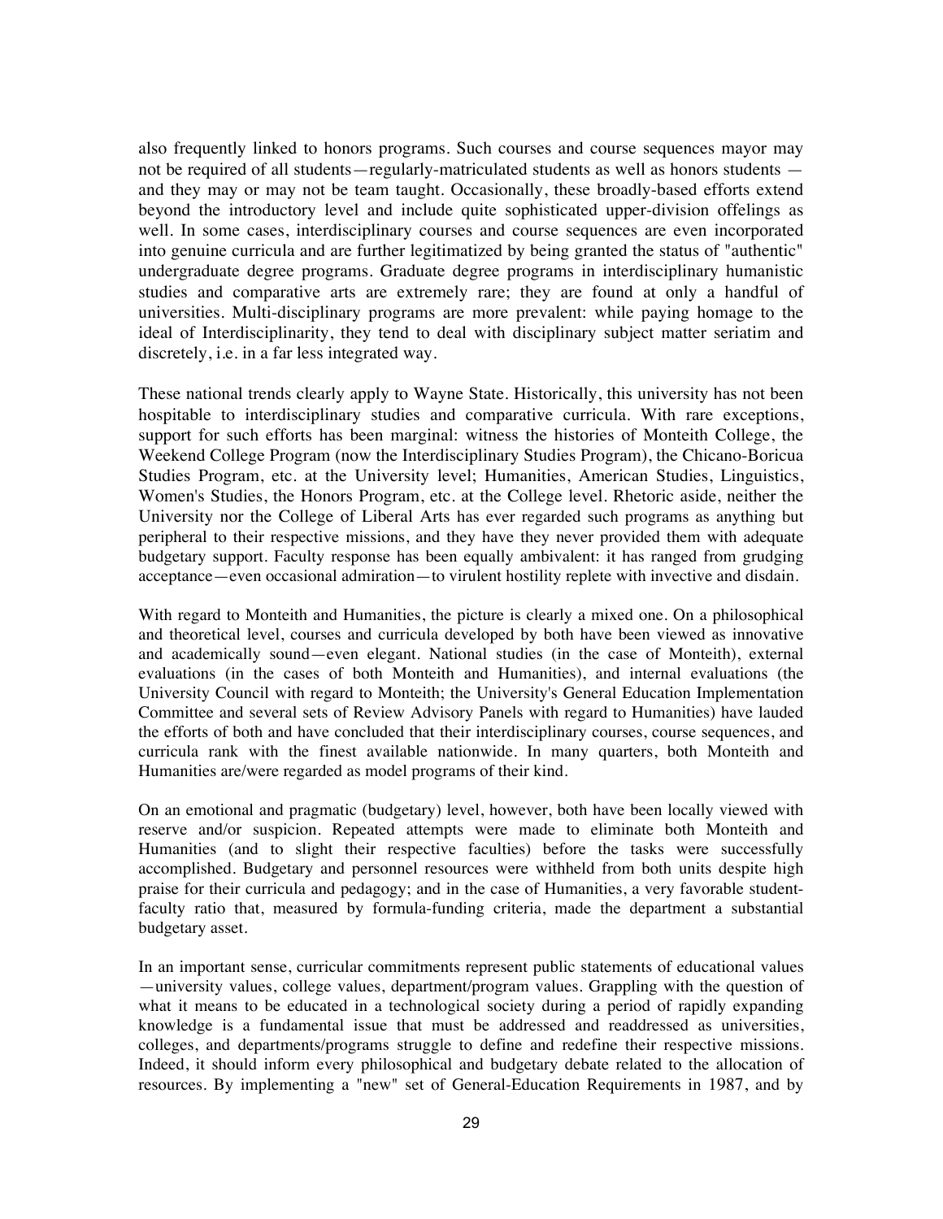also frequently linked to honors programs. Such courses and course sequences mayor may not be required of all students—regularly-matriculated students as well as honors students —and they may or may not be team taught. Occasionally, these broadly-based efforts extend beyond the introductory level and include quite sophisticated upper-division offelings as well. In some cases, interdisciplinary courses and course sequences are even incorporated into genuine curricula and are further legitimatized by being granted the status of "authentic" undergraduate degree programs. Graduate degree programs in interdisciplinary humanistic studies and comparative arts are extremely rare; they are found at only a handful of universities. Multi-disciplinary programs are more prevalent: while paying homage to the ideal of Interdisciplinarity, they tend to deal with disciplinary subject matter seriatim and discretely, i.e. in a far less integrated way.

These national trends clearly apply to Wayne State. Historically, this university has not been hospitable to interdisciplinary studies and comparative curricula. With rare exceptions, support for such efforts has been marginal: witness the histories of Monteith College, the Weekend College Program (now the Interdisciplinary Studies Program), the Chicano-Boricua Studies Program, etc. at the University level; Humanities, American Studies, Linguistics, Women's Studies, the Honors Program, etc. at the College level. Rhetoric aside, neither the University nor the College of Liberal Arts has ever regarded such programs as anything but peripheral to their respective missions, and they have they never provided them with adequate budgetary support. Faculty response has been equally ambivalent: it has ranged from grudging acceptance—even occasional admiration—to virulent hostility replete with invective and disdain.

With regard to Monteith and Humanities, the picture is clearly a mixed one. On a philosophical and theoretical level, courses and curricula developed by both have been viewed as innovative and academically sound—even elegant. National studies (in the case of Monteith), external evaluations (in the cases of both Monteith and Humanities), and internal evaluations (the University Council with regard to Monteith; the University's General Education Implementation Committee and several sets of Review Advisory Panels with regard to Humanities) have lauded the efforts of both and have concluded that their interdisciplinary courses, course sequences, and curricula rank with the finest available nationwide. In many quarters, both Monteith and Humanities are/were regarded as model programs of their kind.

On an emotional and pragmatic (budgetary) level, however, both have been locally viewed with reserve and/or suspicion. Repeated attempts were made to eliminate both Monteith and Humanities (and to slight their respective faculties) before the tasks were successfully accomplished. Budgetary and personnel resources were withheld from both units despite high praise for their curricula and pedagogy; and in the case of Humanities, a very favorable student-faculty ratio that, measured by formula-funding criteria, made the department a substantial budgetary asset.

In an important sense, curricular commitments represent public statements of educational values—university values, college values, department/program values. Grappling with the question of what it means to be educated in a technological society during a period of rapidly expanding knowledge is a fundamental issue that must be addressed and readdressed as universities, colleges, and departments/programs struggle to define and redefine their respective missions. Indeed, it should inform every philosophical and budgetary debate related to the allocation of resources. By implementing a "new" set of General-Education Requirements in 1987, and by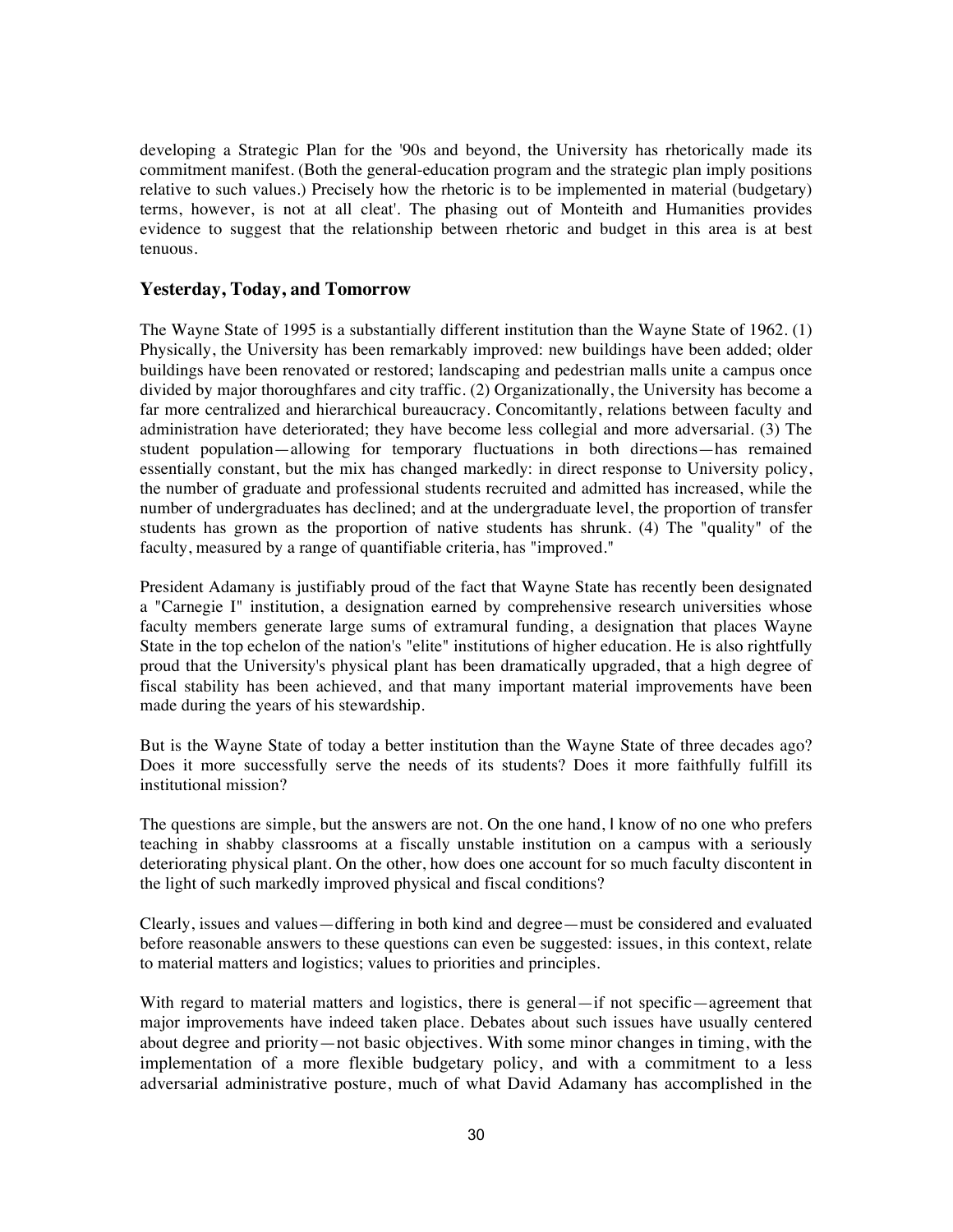developing a Strategic Plan for the '90s and beyond, the University has rhetorically made its commitment manifest. (Both the general-education program and the strategic plan imply positions relative to such values.) Precisely how the rhetoric is to be implemented in material (budgetary) terms, however, is not at all cleat'. The phasing out of Monteith and Humanities provides evidence to suggest that the relationship between rhetoric and budget in this area is at best tenuous.

### Yesterday, Today, and Tomorrow

The Wayne State of 1995 is a substantially different institution than the Wayne State of 1962. (1) Physically, the University has been remarkably improved: new buildings have been added; older buildings have been renovated or restored; landscaping and pedestrian malls unite a campus once divided by major thoroughfares and city traffic. (2) Organizationally, the University has become a far more centralized and hierarchical bureaucracy. Concomitantly, relations between faculty and administration have deteriorated; they have become less collegial and more adversarial. (3) The student population—allowing for temporary fluctuations in both directions—has remained essentially constant, but the mix has changed markedly: in direct response to University policy, the number of graduate and professional students recruited and admitted has increased, while the number of undergraduates has declined; and at the undergraduate level, the proportion of transfer students has grown as the proportion of native students has shrunk. (4) The "quality" of the faculty, measured by a range of quantifiable criteria, has "improved."

President Adamany is justifiably proud of the fact that Wayne State has recently been designated a "Carnegie I" institution, a designation earned by comprehensive research universities whose faculty members generate large sums of extramural funding, a designation that places Wayne State in the top echelon of the nation's "elite" institutions of higher education. He is also rightfully proud that the University's physical plant has been dramatically upgraded, that a high degree of fiscal stability has been achieved, and that many important material improvements have been made during the years of his stewardship.

But is the Wayne State of today a better institution than the Wayne State of three decades ago? Does it more successfully serve the needs of its students? Does it more faithfully fulfill its institutional mission?

The questions are simple, but the answers are not. On the one hand, I know of no one who prefers teaching in shabby classrooms at a fiscally unstable institution on a campus with a seriously deteriorating physical plant. On the other, how does one account for so much faculty discontent in the light of such markedly improved physical and fiscal conditions?

Clearly, issues and values—differing in both kind and degree—must be considered and evaluated before reasonable answers to these questions can even be suggested: issues, in this context, relate to material matters and logistics; values to priorities and principles.

With regard to material matters and logistics, there is general—if not specific—agreement that major improvements have indeed taken place. Debates about such issues have usually centered about degree and priority—not basic objectives. With some minor changes in timing, with the implementation of a more flexible budgetary policy, and with a commitment to a less adversarial administrative posture, much of what David Adamany has accomplished in the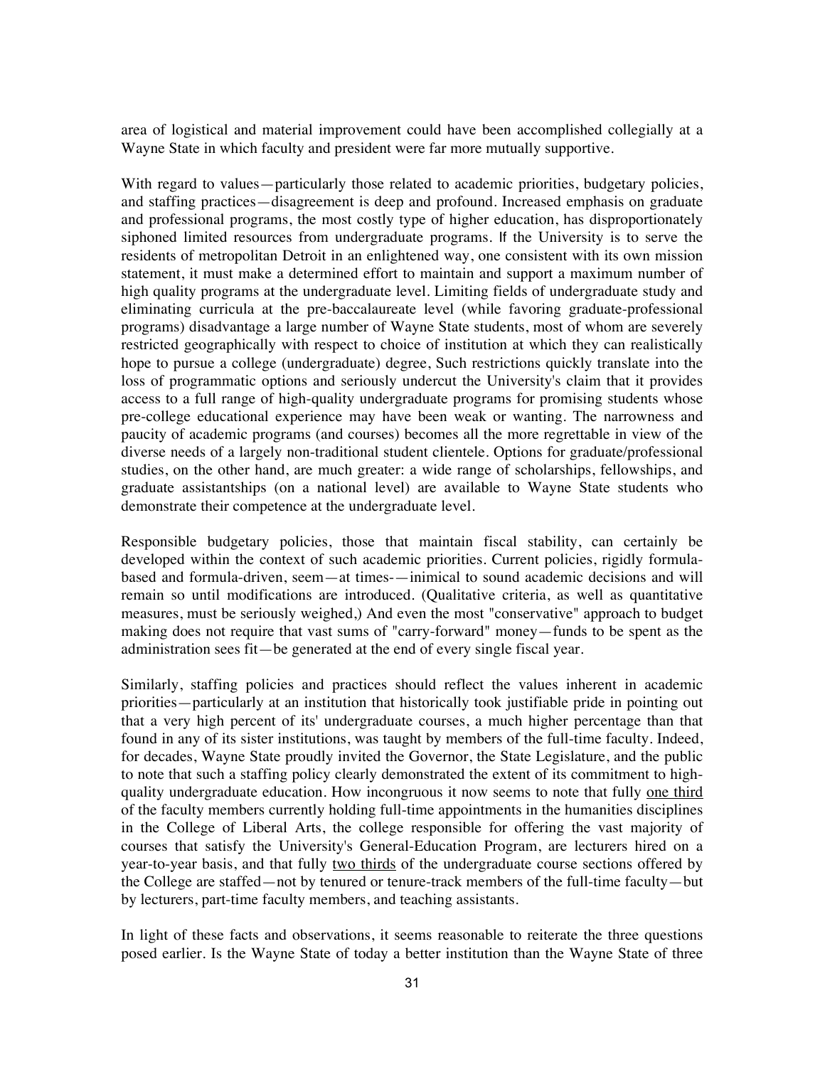area of logistical and material improvement could have been accomplished collegially at a Wayne State in which faculty and president were far more mutually supportive.

With regard to values—particularly those related to academic priorities, budgetary policies, and staffing practices—disagreement is deep and profound. Increased emphasis on graduate and professional programs, the most costly type of higher education, has disproportionately siphoned limited resources from undergraduate programs. If the University is to serve the residents of metropolitan Detroit in an enlightened way, one consistent with its own mission statement, it must make a determined effort to maintain and support a maximum number of high quality programs at the undergraduate level. Limiting fields of undergraduate study and eliminating curricula at the pre-baccalaureate level (while favoring graduate-professional programs) disadvantage a large number of Wayne State students, most of whom are severely restricted geographically with respect to choice of institution at which they can realistically hope to pursue a college (undergraduate) degree, Such restrictions quickly translate into the loss of programmatic options and seriously undercut the University's claim that it provides access to a full range of high-quality undergraduate programs for promising students whose pre-college educational experience may have been weak or wanting. The narrowness and paucity of academic programs (and courses) becomes all the more regrettable in view of the diverse needs of a largely non-traditional student clientele. Options for graduate/professional studies, on the other hand, are much greater: a wide range of scholarships, fellowships, and graduate assistantships (on a national level) are available to Wayne State students who demonstrate their competence at the undergraduate level.

Responsible budgetary policies, those that maintain fiscal stability, can certainly be developed within the context of such academic priorities. Current policies, rigidly formula-based and formula-driven, seem—at times-—inimical to sound academic decisions and will remain so until modifications are introduced. (Qualitative criteria, as well as quantitative measures, must be seriously weighed,) And even the most "conservative" approach to budget making does not require that vast sums of "carry-forward" money—funds to be spent as the administration sees fit—be generated at the end of every single fiscal year.

Similarly, staffing policies and practices should reflect the values inherent in academic priorities—particularly at an institution that historically took justifiable pride in pointing out that a very high percent of its' undergraduate courses, a much higher percentage than that found in any of its sister institutions, was taught by members of the full-time faculty. Indeed, for decades, Wayne State proudly invited the Governor, the State Legislature, and the public to note that such a staffing policy clearly demonstrated the extent of its commitment to high-quality undergraduate education. How incongruous it now seems to note that fully <u>one third</u> of the faculty members currently holding full-time appointments in the humanities disciplines in the College of Liberal Arts, the college responsible for offering the vast majority of courses that satisfy the University's General-Education Program, are lecturers hired on a year-to-year basis, and that fully <u>two thirds</u> of the undergraduate course sections offered by the College are staffed—not by tenured or tenure-track members of the full-time faculty—but by lecturers, part-time faculty members, and teaching assistants.

In light of these facts and observations, it seems reasonable to reiterate the three questions posed earlier. Is the Wayne State of today a better institution than the Wayne State of three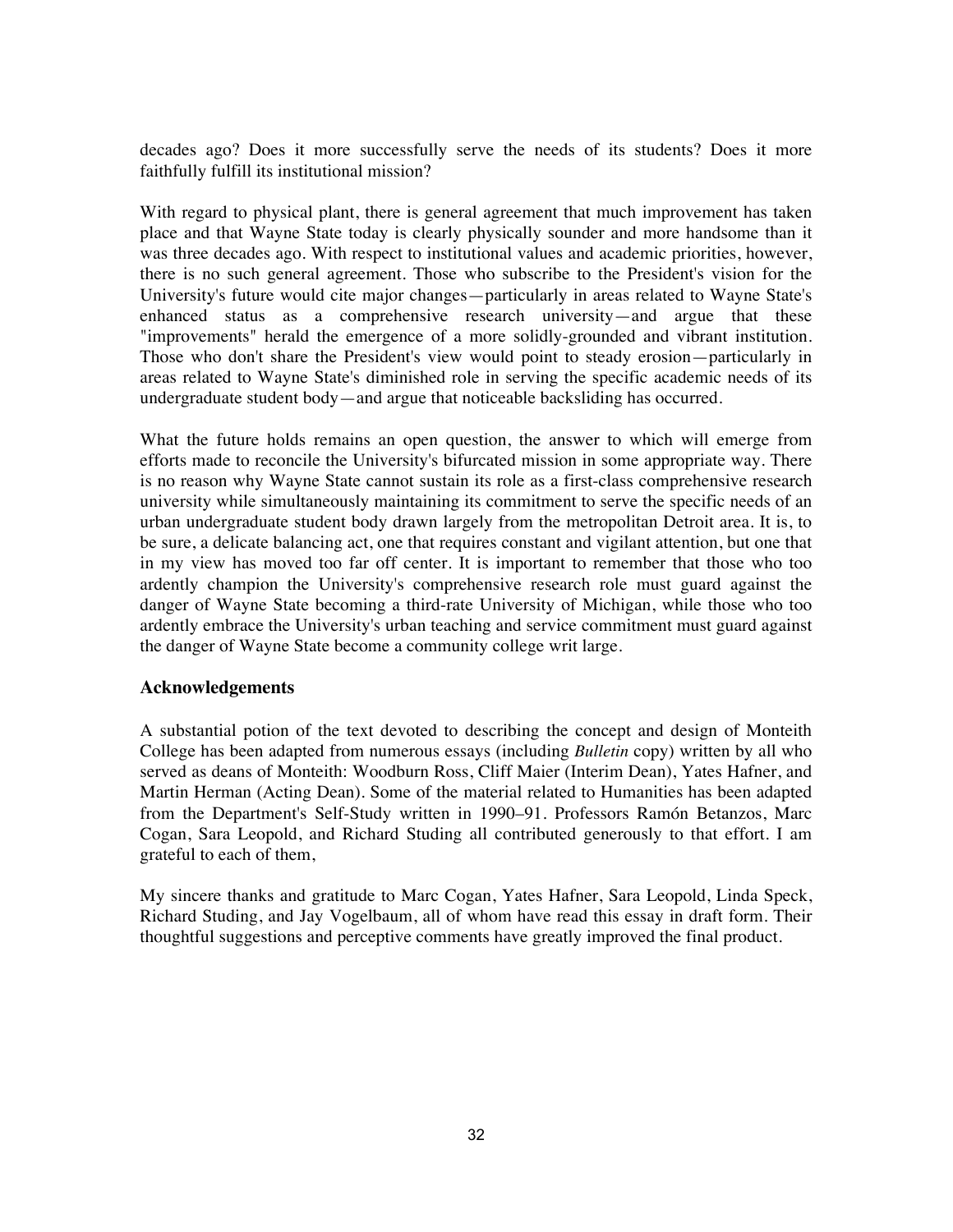decades ago? Does it more successfully serve the needs of its students? Does it more faithfully fulfill its institutional mission?

With regard to physical plant, there is general agreement that much improvement has taken place and that Wayne State today is clearly physically sounder and more handsome than it was three decades ago. With respect to institutional values and academic priorities, however, there is no such general agreement. Those who subscribe to the President's vision for the University's future would cite major changes—particularly in areas related to Wayne State's enhanced status as a comprehensive research university—and argue that these "improvements" herald the emergence of a more solidly-grounded and vibrant institution. Those who don't share the President's view would point to steady erosion—particularly in areas related to Wayne State's diminished role in serving the specific academic needs of its undergraduate student body—and argue that noticeable backsliding has occurred.

What the future holds remains an open question, the answer to which will emerge from efforts made to reconcile the University's bifurcated mission in some appropriate way. There is no reason why Wayne State cannot sustain its role as a first-class comprehensive research university while simultaneously maintaining its commitment to serve the specific needs of an urban undergraduate student body drawn largely from the metropolitan Detroit area. It is, to be sure, a delicate balancing act, one that requires constant and vigilant attention, but one that in my view has moved too far off center. It is important to remember that those who too ardently champion the University's comprehensive research role must guard against the danger of Wayne State becoming a third-rate University of Michigan, while those who too ardently embrace the University's urban teaching and service commitment must guard against the danger of Wayne State become a community college writ large.

### Acknowledgements

A substantial potion of the text devoted to describing the concept and design of Monteith College has been adapted from numerous essays (including *Bulletin* copy) written by all who served as deans of Monteith: Woodburn Ross, Cliff Maier (Interim Dean), Yates Hafner, and Martin Herman (Acting Dean). Some of the material related to Humanities has been adapted from the Department's Self-Study written in 1990–91. Professors Ramón Betanzos, Marc Cogan, Sara Leopold, and Richard Studing all contributed generously to that effort. I am grateful to each of them,

My sincere thanks and gratitude to Marc Cogan, Yates Hafner, Sara Leopold, Linda Speck, Richard Studing, and Jay Vogelbaum, all of whom have read this essay in draft form. Their thoughtful suggestions and perceptive comments have greatly improved the final product.